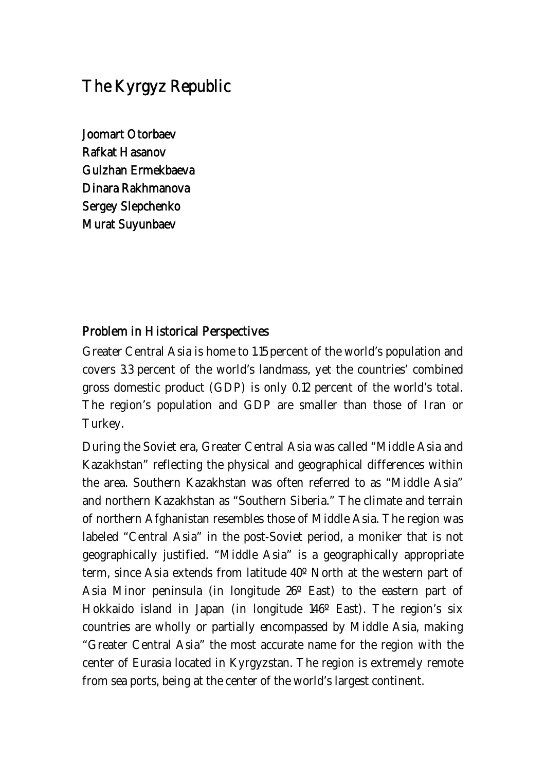# The Kyrgyz Republic

**Joomart Otorbaev**
**Rafkat Hasanov**
**Gulzhan Ermekbaeva**
**Dinara Rakhmanova**
**Sergey Slepchenko**
**Murat Suyunbaev**

## Problem in Historical Perspectives

Greater Central Asia is home to 1.15 percent of the world's population and covers 3.3 percent of the world's landmass, yet the countries' combined gross domestic product (GDP) is only 0.12 percent of the world's total. The region's population and GDP are smaller than those of Iran or Turkey.

During the Soviet era, Greater Central Asia was called "Middle Asia and Kazakhstan" reflecting the physical and geographical differences within the area. Southern Kazakhstan was often referred to as "Middle Asia" and northern Kazakhstan as "Southern Siberia." The climate and terrain of northern Afghanistan resembles those of Middle Asia. The region was labeled "Central Asia" in the post-Soviet period, a moniker that is not geographically justified. "Middle Asia" is a geographically appropriate term, since Asia extends from latitude 40º North at the western part of Asia Minor peninsula (in longitude 26º East) to the eastern part of Hokkaido island in Japan (in longitude 146º East). The region's six countries are wholly or partially encompassed by Middle Asia, making "Greater Central Asia" the most accurate name for the region with the center of Eurasia located in Kyrgyzstan. The region is extremely remote from sea ports, being at the center of the world's largest continent.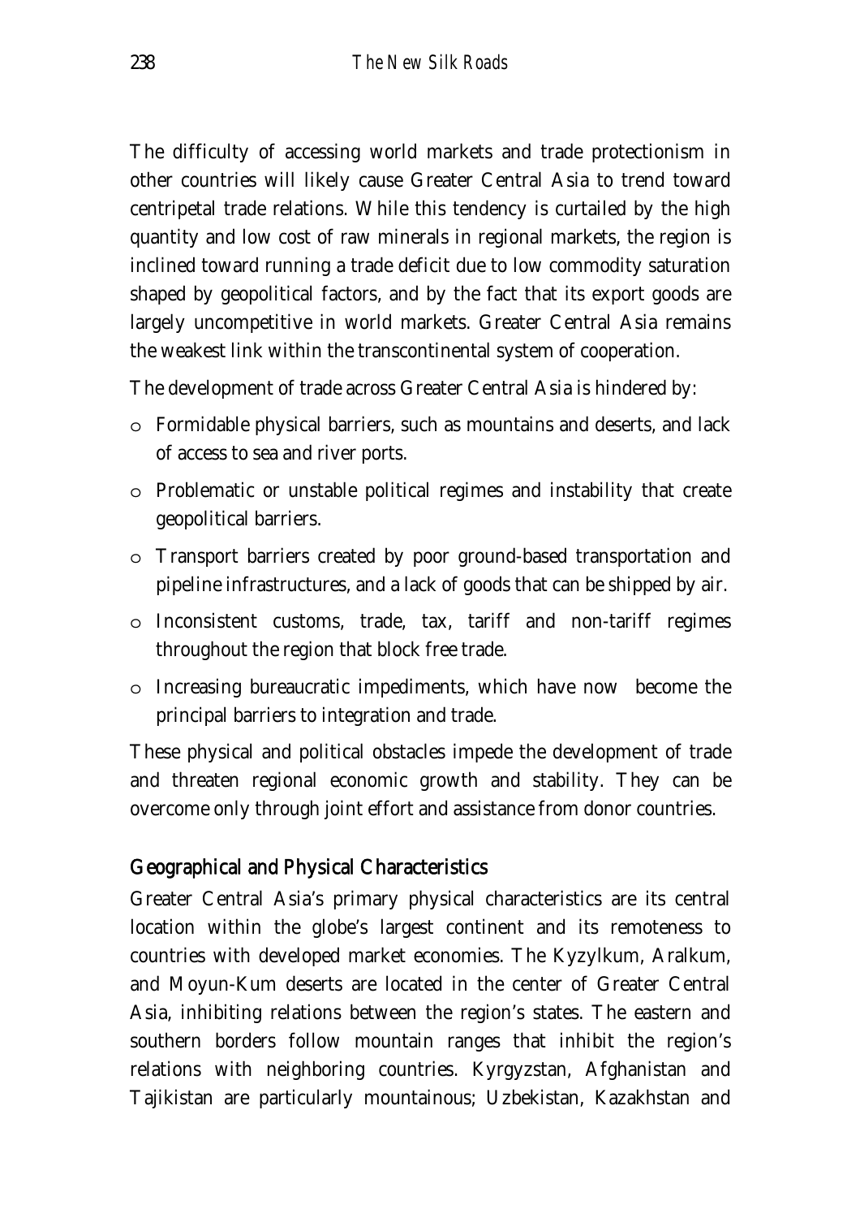The difficulty of accessing world markets and trade protectionism in other countries will likely cause Greater Central Asia to trend toward centripetal trade relations. While this tendency is curtailed by the high quantity and low cost of raw minerals in regional markets, the region is inclined toward running a trade deficit due to low commodity saturation shaped by geopolitical factors, and by the fact that its export goods are largely uncompetitive in world markets. Greater Central Asia remains the weakest link within the transcontinental system of cooperation.

The development of trade across Greater Central Asia is hindered by:

- Formidable physical barriers, such as mountains and deserts, and lack of access to sea and river ports.
- Problematic or unstable political regimes and instability that create geopolitical barriers.
- Transport barriers created by poor ground-based transportation and pipeline infrastructures, and a lack of goods that can be shipped by air.
- Inconsistent customs, trade, tax, tariff and non-tariff regimes throughout the region that block free trade.
- Increasing bureaucratic impediments, which have now become the principal barriers to integration and trade.

These physical and political obstacles impede the development of trade and threaten regional economic growth and stability. They can be overcome only through joint effort and assistance from donor countries.

## Geographical and Physical Characteristics

Greater Central Asia's primary physical characteristics are its central location within the globe's largest continent and its remoteness to countries with developed market economies. The Kyzylkum, Aralkum, and Moyun-Kum deserts are located in the center of Greater Central Asia, inhibiting relations between the region's states. The eastern and southern borders follow mountain ranges that inhibit the region's relations with neighboring countries. Kyrgyzstan, Afghanistan and Tajikistan are particularly mountainous; Uzbekistan, Kazakhstan and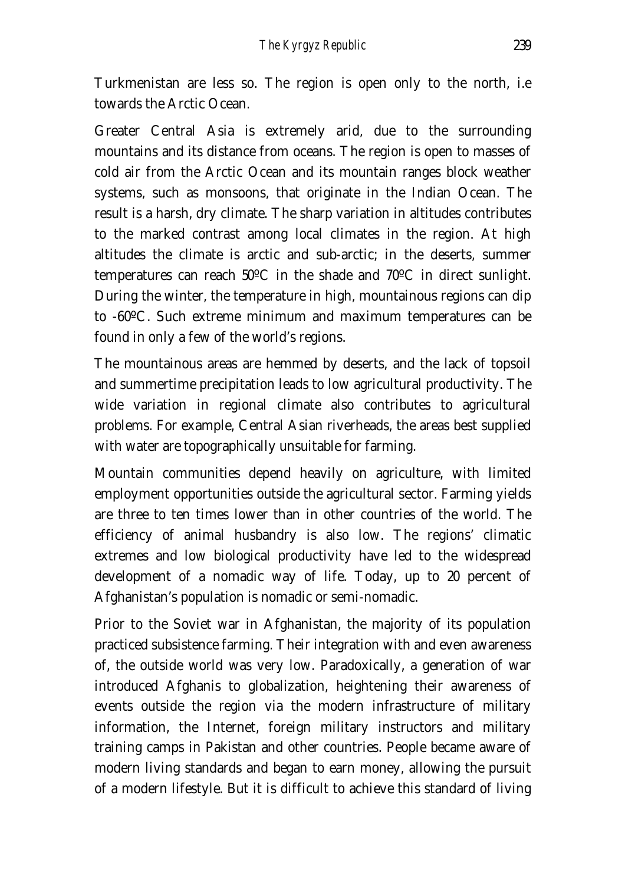Turkmenistan are less so. The region is open only to the north, i.e towards the Arctic Ocean.

Greater Central Asia is extremely arid, due to the surrounding mountains and its distance from oceans. The region is open to masses of cold air from the Arctic Ocean and its mountain ranges block weather systems, such as monsoons, that originate in the Indian Ocean. The result is a harsh, dry climate. The sharp variation in altitudes contributes to the marked contrast among local climates in the region. At high altitudes the climate is arctic and sub-arctic; in the deserts, summer temperatures can reach 50ºC in the shade and 70ºC in direct sunlight. During the winter, the temperature in high, mountainous regions can dip to -60ºC. Such extreme minimum and maximum temperatures can be found in only a few of the world's regions.

The mountainous areas are hemmed by deserts, and the lack of topsoil and summertime precipitation leads to low agricultural productivity. The wide variation in regional climate also contributes to agricultural problems. For example, Central Asian riverheads, the areas best supplied with water are topographically unsuitable for farming.

Mountain communities depend heavily on agriculture, with limited employment opportunities outside the agricultural sector. Farming yields are three to ten times lower than in other countries of the world. The efficiency of animal husbandry is also low. The regions' climatic extremes and low biological productivity have led to the widespread development of a nomadic way of life. Today, up to 20 percent of Afghanistan's population is nomadic or semi-nomadic.

Prior to the Soviet war in Afghanistan, the majority of its population practiced subsistence farming. Their integration with and even awareness of, the outside world was very low. Paradoxically, a generation of war introduced Afghanis to globalization, heightening their awareness of events outside the region via the modern infrastructure of military information, the Internet, foreign military instructors and military training camps in Pakistan and other countries. People became aware of modern living standards and began to earn money, allowing the pursuit of a modern lifestyle. But it is difficult to achieve this standard of living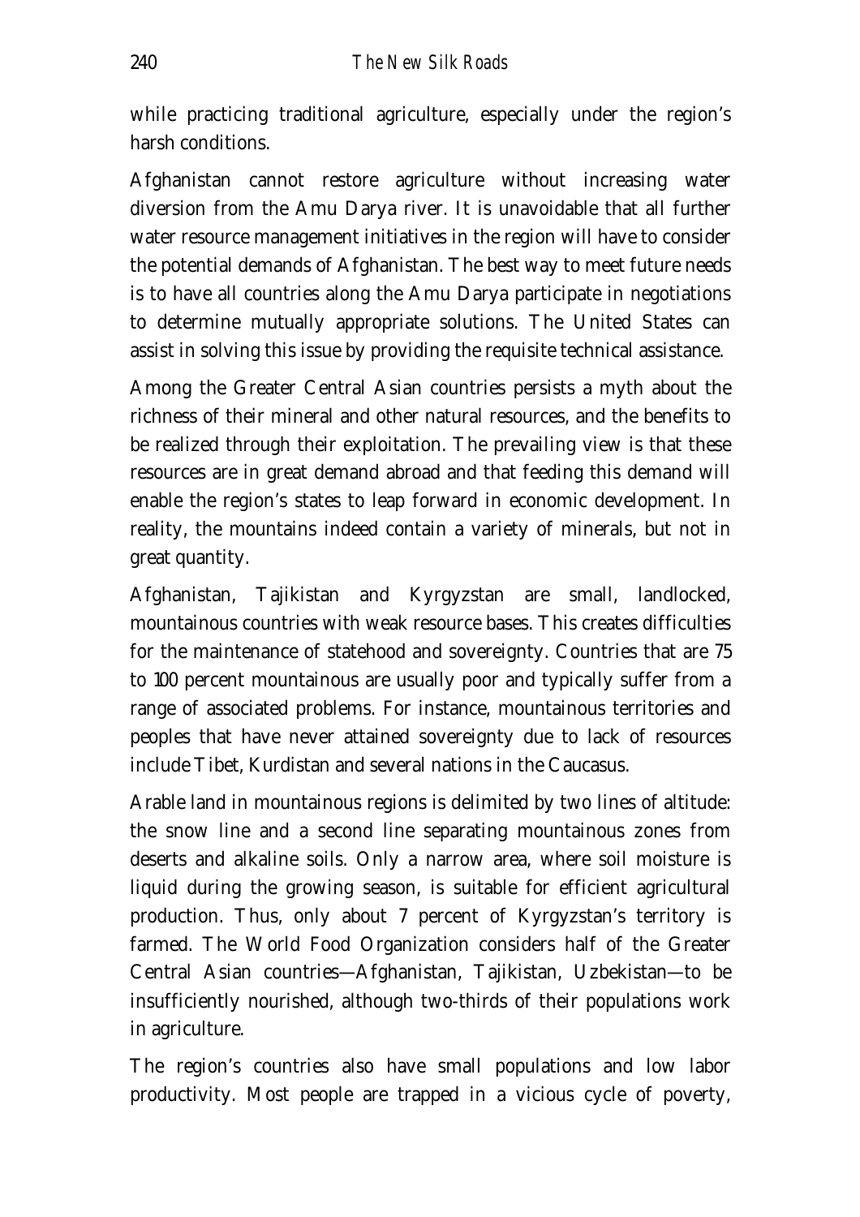while practicing traditional agriculture, especially under the region's harsh conditions.

Afghanistan cannot restore agriculture without increasing water diversion from the Amu Darya river. It is unavoidable that all further water resource management initiatives in the region will have to consider the potential demands of Afghanistan. The best way to meet future needs is to have all countries along the Amu Darya participate in negotiations to determine mutually appropriate solutions. The United States can assist in solving this issue by providing the requisite technical assistance.

Among the Greater Central Asian countries persists a myth about the richness of their mineral and other natural resources, and the benefits to be realized through their exploitation. The prevailing view is that these resources are in great demand abroad and that feeding this demand will enable the region's states to leap forward in economic development. In reality, the mountains indeed contain a variety of minerals, but not in great quantity.

Afghanistan, Tajikistan and Kyrgyzstan are small, landlocked, mountainous countries with weak resource bases. This creates difficulties for the maintenance of statehood and sovereignty. Countries that are 75 to 100 percent mountainous are usually poor and typically suffer from a range of associated problems. For instance, mountainous territories and peoples that have never attained sovereignty due to lack of resources include Tibet, Kurdistan and several nations in the Caucasus.

Arable land in mountainous regions is delimited by two lines of altitude: the snow line and a second line separating mountainous zones from deserts and alkaline soils. Only a narrow area, where soil moisture is liquid during the growing season, is suitable for efficient agricultural production. Thus, only about 7 percent of Kyrgyzstan's territory is farmed. The World Food Organization considers half of the Greater Central Asian countries—Afghanistan, Tajikistan, Uzbekistan—to be insufficiently nourished, although two-thirds of their populations work in agriculture.

The region's countries also have small populations and low labor productivity. Most people are trapped in a vicious cycle of poverty,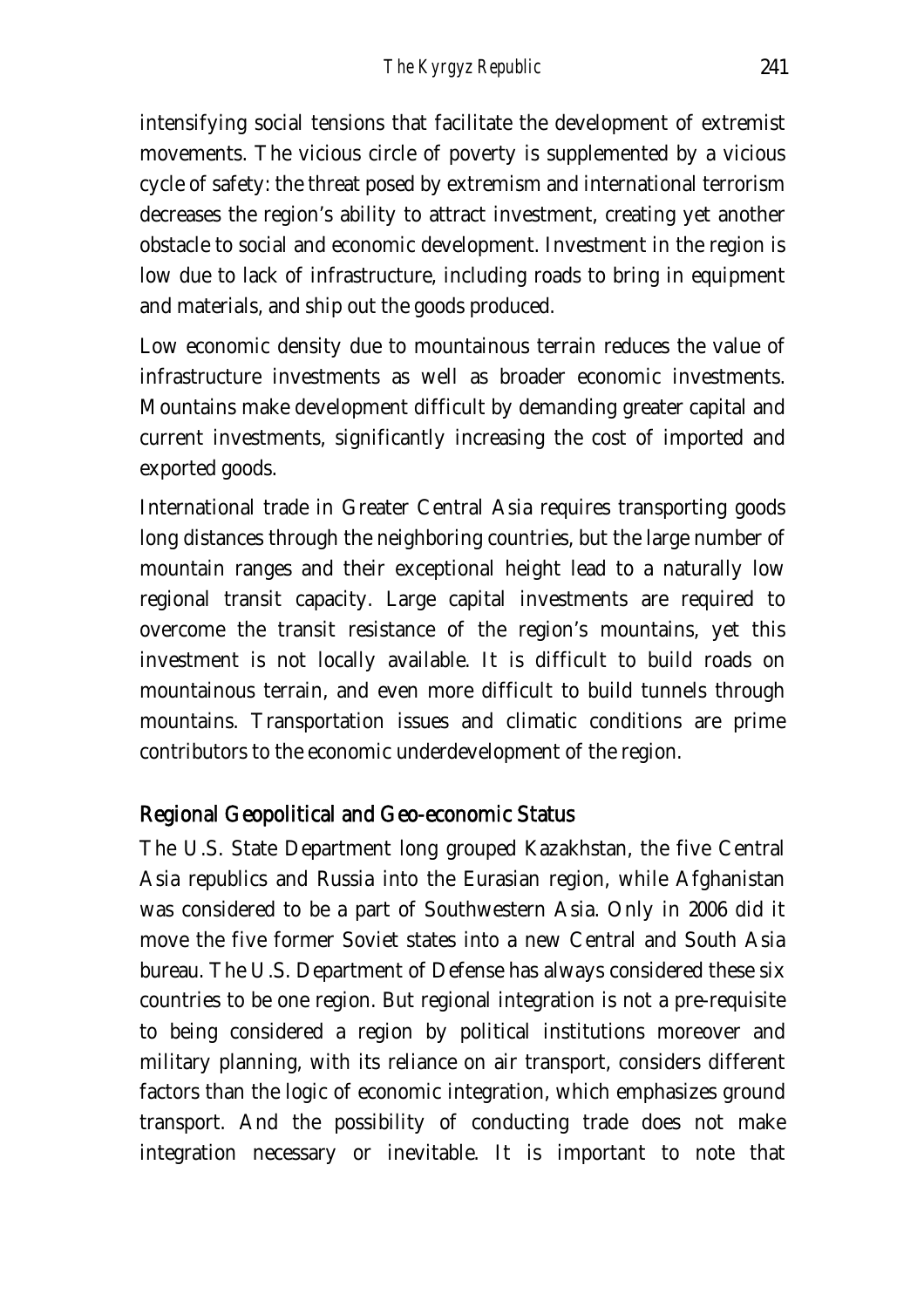intensifying social tensions that facilitate the development of extremist movements. The vicious circle of poverty is supplemented by a vicious cycle of safety: the threat posed by extremism and international terrorism decreases the region's ability to attract investment, creating yet another obstacle to social and economic development. Investment in the region is low due to lack of infrastructure, including roads to bring in equipment and materials, and ship out the goods produced.

Low economic density due to mountainous terrain reduces the value of infrastructure investments as well as broader economic investments. Mountains make development difficult by demanding greater capital and current investments, significantly increasing the cost of imported and exported goods.

International trade in Greater Central Asia requires transporting goods long distances through the neighboring countries, but the large number of mountain ranges and their exceptional height lead to a naturally low regional transit capacity. Large capital investments are required to overcome the transit resistance of the region's mountains, yet this investment is not locally available. It is difficult to build roads on mountainous terrain, and even more difficult to build tunnels through mountains. Transportation issues and climatic conditions are prime contributors to the economic underdevelopment of the region.

## Regional Geopolitical and Geo-economic Status

The U.S. State Department long grouped Kazakhstan, the five Central Asia republics and Russia into the Eurasian region, while Afghanistan was considered to be a part of Southwestern Asia. Only in 2006 did it move the five former Soviet states into a new Central and South Asia bureau. The U.S. Department of Defense has always considered these six countries to be one region. But regional integration is not a pre-requisite to being considered a region by political institutions moreover and military planning, with its reliance on air transport, considers different factors than the logic of economic integration, which emphasizes ground transport. And the possibility of conducting trade does not make integration necessary or inevitable. It is important to note that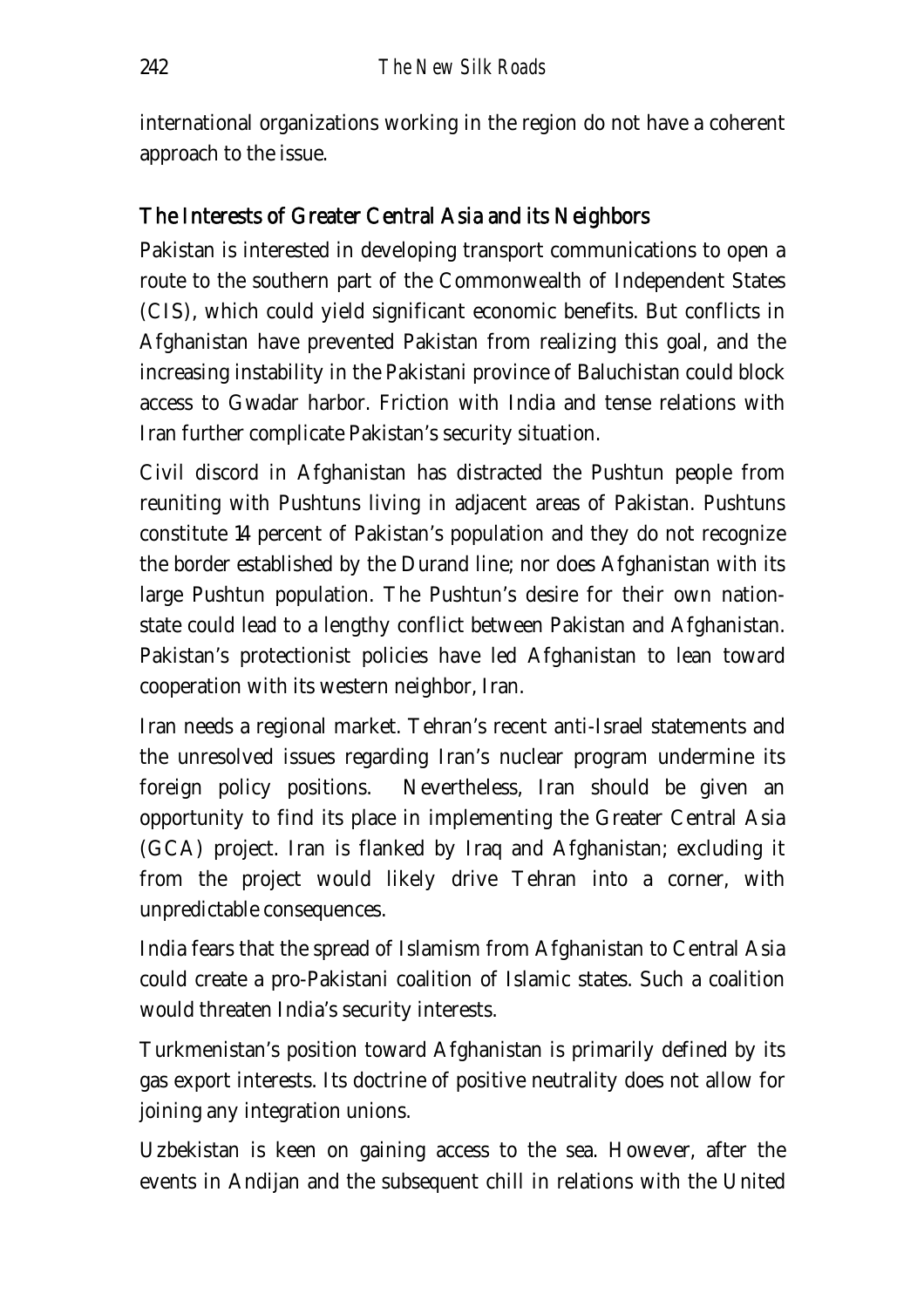international organizations working in the region do not have a coherent approach to the issue.

## The Interests of Greater Central Asia and its Neighbors

Pakistan is interested in developing transport communications to open a route to the southern part of the Commonwealth of Independent States (CIS), which could yield significant economic benefits. But conflicts in Afghanistan have prevented Pakistan from realizing this goal, and the increasing instability in the Pakistani province of Baluchistan could block access to Gwadar harbor. Friction with India and tense relations with Iran further complicate Pakistan's security situation.

Civil discord in Afghanistan has distracted the Pushtun people from reuniting with Pushtuns living in adjacent areas of Pakistan. Pushtuns constitute 14 percent of Pakistan's population and they do not recognize the border established by the Durand line; nor does Afghanistan with its large Pushtun population. The Pushtun's desire for their own nation-state could lead to a lengthy conflict between Pakistan and Afghanistan. Pakistan's protectionist policies have led Afghanistan to lean toward cooperation with its western neighbor, Iran.

Iran needs a regional market. Tehran's recent anti-Israel statements and the unresolved issues regarding Iran's nuclear program undermine its foreign policy positions. Nevertheless, Iran should be given an opportunity to find its place in implementing the Greater Central Asia (GCA) project. Iran is flanked by Iraq and Afghanistan; excluding it from the project would likely drive Tehran into a corner, with unpredictable consequences.

India fears that the spread of Islamism from Afghanistan to Central Asia could create a pro-Pakistani coalition of Islamic states. Such a coalition would threaten India's security interests.

Turkmenistan's position toward Afghanistan is primarily defined by its gas export interests. Its doctrine of positive neutrality does not allow for joining any integration unions.

Uzbekistan is keen on gaining access to the sea. However, after the events in Andijan and the subsequent chill in relations with the United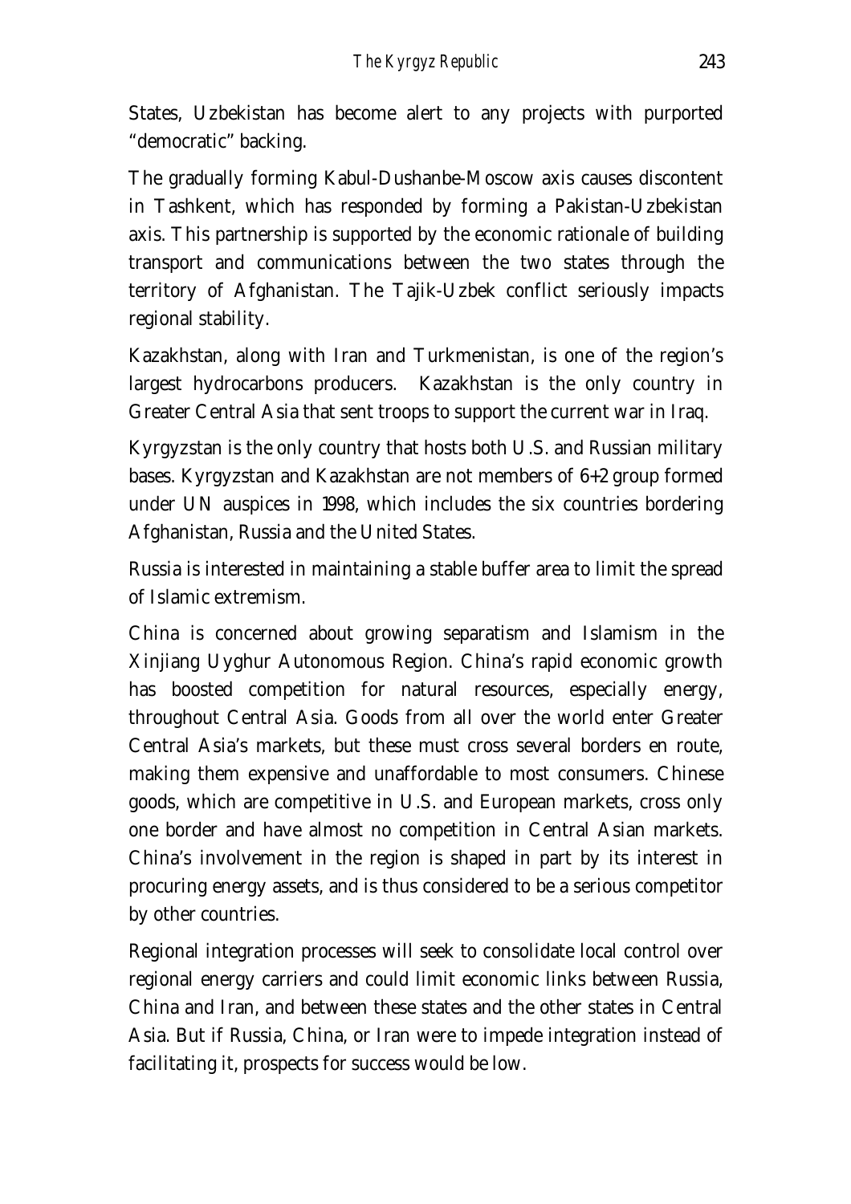States, Uzbekistan has become alert to any projects with purported "democratic" backing.

The gradually forming Kabul-Dushanbe-Moscow axis causes discontent in Tashkent, which has responded by forming a Pakistan-Uzbekistan axis. This partnership is supported by the economic rationale of building transport and communications between the two states through the territory of Afghanistan. The Tajik-Uzbek conflict seriously impacts regional stability.

Kazakhstan, along with Iran and Turkmenistan, is one of the region's largest hydrocarbons producers. Kazakhstan is the only country in Greater Central Asia that sent troops to support the current war in Iraq.

Kyrgyzstan is the only country that hosts both U.S. and Russian military bases. Kyrgyzstan and Kazakhstan are not members of 6+2 group formed under UN auspices in 1998, which includes the six countries bordering Afghanistan, Russia and the United States.

Russia is interested in maintaining a stable buffer area to limit the spread of Islamic extremism.

China is concerned about growing separatism and Islamism in the Xinjiang Uyghur Autonomous Region. China's rapid economic growth has boosted competition for natural resources, especially energy, throughout Central Asia. Goods from all over the world enter Greater Central Asia's markets, but these must cross several borders en route, making them expensive and unaffordable to most consumers. Chinese goods, which are competitive in U.S. and European markets, cross only one border and have almost no competition in Central Asian markets. China's involvement in the region is shaped in part by its interest in procuring energy assets, and is thus considered to be a serious competitor by other countries.

Regional integration processes will seek to consolidate local control over regional energy carriers and could limit economic links between Russia, China and Iran, and between these states and the other states in Central Asia. But if Russia, China, or Iran were to impede integration instead of facilitating it, prospects for success would be low.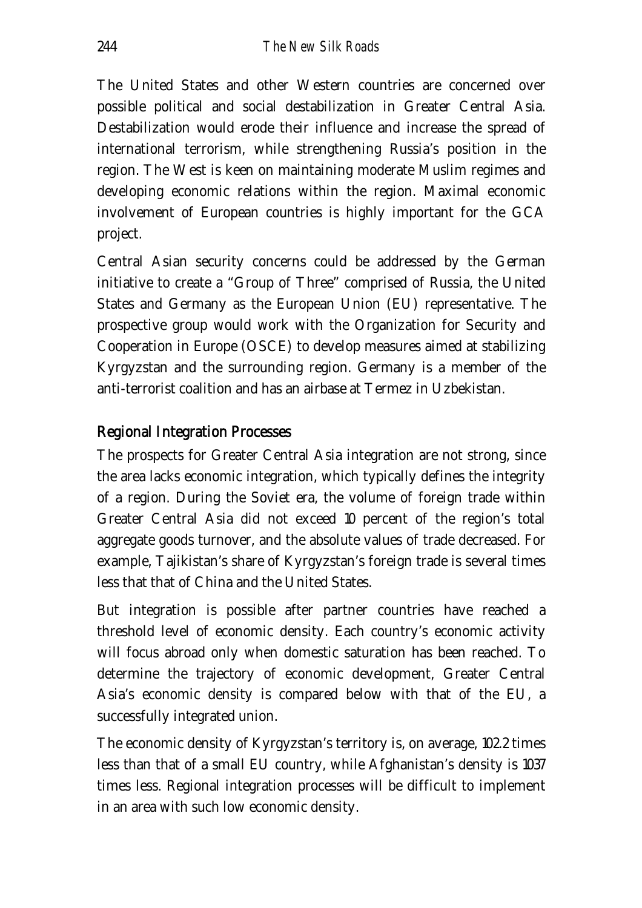The United States and other Western countries are concerned over possible political and social destabilization in Greater Central Asia. Destabilization would erode their influence and increase the spread of international terrorism, while strengthening Russia's position in the region. The West is keen on maintaining moderate Muslim regimes and developing economic relations within the region. Maximal economic involvement of European countries is highly important for the GCA project.

Central Asian security concerns could be addressed by the German initiative to create a "Group of Three" comprised of Russia, the United States and Germany as the European Union (EU) representative. The prospective group would work with the Organization for Security and Cooperation in Europe (OSCE) to develop measures aimed at stabilizing Kyrgyzstan and the surrounding region. Germany is a member of the anti-terrorist coalition and has an airbase at Termez in Uzbekistan.

## Regional Integration Processes

The prospects for Greater Central Asia integration are not strong, since the area lacks economic integration, which typically defines the integrity of a region. During the Soviet era, the volume of foreign trade within Greater Central Asia did not exceed 10 percent of the region's total aggregate goods turnover, and the absolute values of trade decreased. For example, Tajikistan's share of Kyrgyzstan's foreign trade is several times less that that of China and the United States.

But integration is possible after partner countries have reached a threshold level of economic density. Each country's economic activity will focus abroad only when domestic saturation has been reached. To determine the trajectory of economic development, Greater Central Asia's economic density is compared below with that of the EU, a successfully integrated union.

The economic density of Kyrgyzstan's territory is, on average, 102.2 times less than that of a small EU country, while Afghanistan's density is 1037 times less. Regional integration processes will be difficult to implement in an area with such low economic density.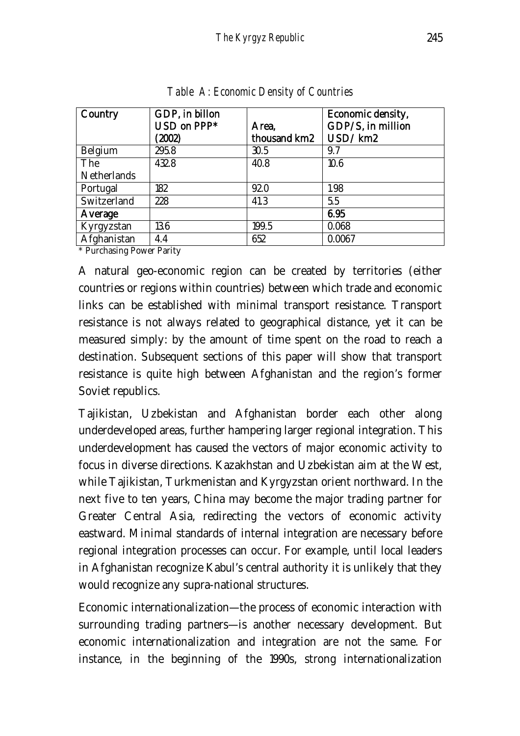*Table A: Economic Density of Countries*

| Country | GDP, in billon USD on PPP* (2002) | Area, thousand km2 | Economic density, GDP/S, in million USD/ km2 |
|---|---|---|---|
| Belgium | 295.8 | 30.5 | 9.7 |
| The Netherlands | 432.8 | 40.8 | 10.6 |
| Portugal | 182 | 92.0 | 1.98 |
| Switzerland | 228 | 41.3 | 5.5 |
| **Average** | | | **6.95** |
| Kyrgyzstan | 13.6 | 199.5 | 0.068 |
| Afghanistan | 4.4 | 652 | 0.0067 |

* Purchasing Power Parity

A natural geo-economic region can be created by territories (either countries or regions within countries) between which trade and economic links can be established with minimal transport resistance. Transport resistance is not always related to geographical distance, yet it can be measured simply: by the amount of time spent on the road to reach a destination. Subsequent sections of this paper will show that transport resistance is quite high between Afghanistan and the region's former Soviet republics.

Tajikistan, Uzbekistan and Afghanistan border each other along underdeveloped areas, further hampering larger regional integration. This underdevelopment has caused the vectors of major economic activity to focus in diverse directions. Kazakhstan and Uzbekistan aim at the West, while Tajikistan, Turkmenistan and Kyrgyzstan orient northward. In the next five to ten years, China may become the major trading partner for Greater Central Asia, redirecting the vectors of economic activity eastward. Minimal standards of internal integration are necessary before regional integration processes can occur. For example, until local leaders in Afghanistan recognize Kabul's central authority it is unlikely that they would recognize any supra-national structures.

Economic internationalization—the process of economic interaction with surrounding trading partners—is another necessary development. But economic internationalization and integration are not the same. For instance, in the beginning of the 1990s, strong internationalization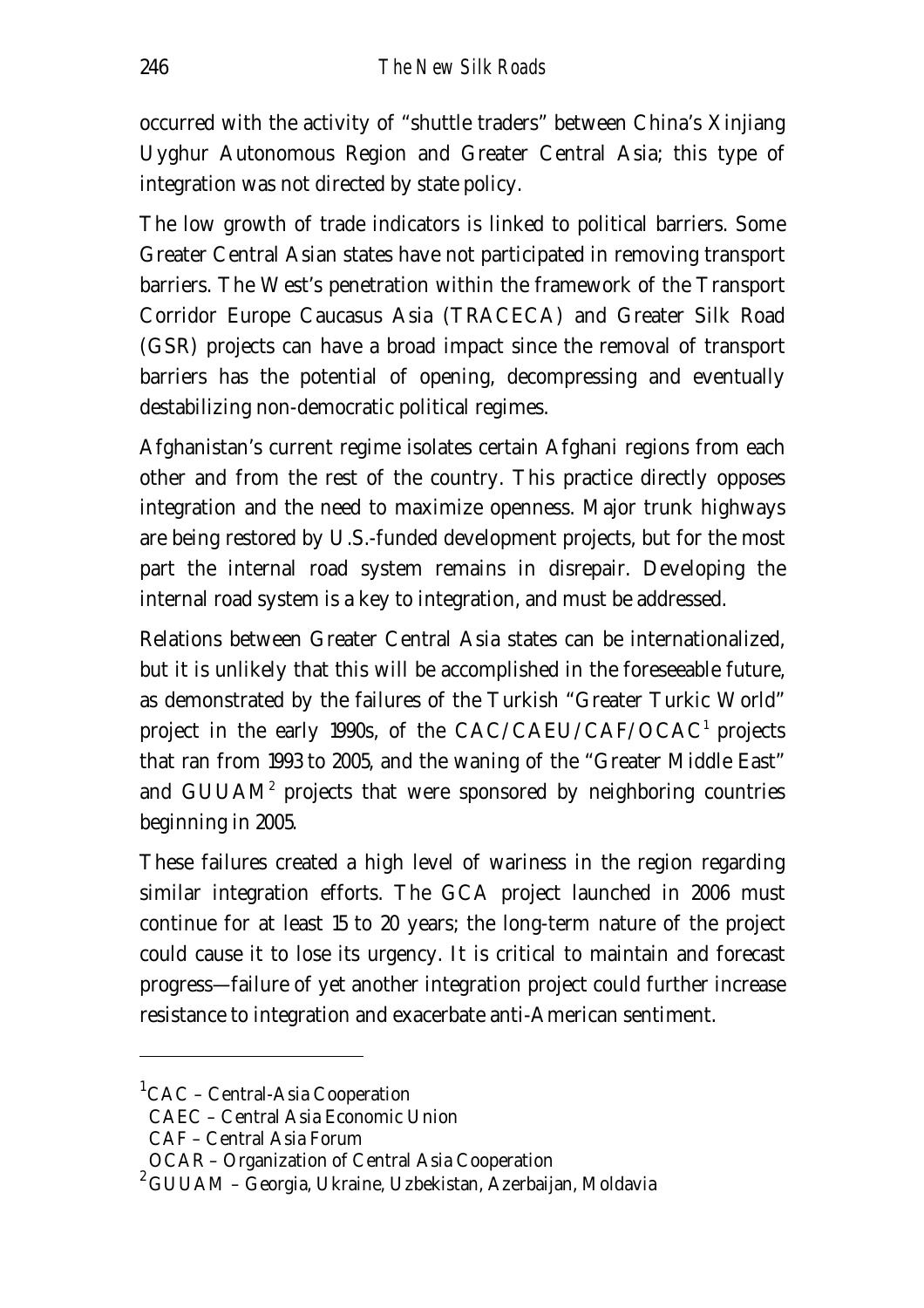occurred with the activity of "shuttle traders" between China's Xinjiang Uyghur Autonomous Region and Greater Central Asia; this type of integration was not directed by state policy.

The low growth of trade indicators is linked to political barriers. Some Greater Central Asian states have not participated in removing transport barriers. The West's penetration within the framework of the Transport Corridor Europe Caucasus Asia (TRACECA) and Greater Silk Road (GSR) projects can have a broad impact since the removal of transport barriers has the potential of opening, decompressing and eventually destabilizing non-democratic political regimes.

Afghanistan's current regime isolates certain Afghani regions from each other and from the rest of the country. This practice directly opposes integration and the need to maximize openness. Major trunk highways are being restored by U.S.-funded development projects, but for the most part the internal road system remains in disrepair. Developing the internal road system is a key to integration, and must be addressed.

Relations between Greater Central Asia states can be internationalized, but it is unlikely that this will be accomplished in the foreseeable future, as demonstrated by the failures of the Turkish "Greater Turkic World" project in the early 1990s, of the CAC/CAEU/CAF/OCAC[1] projects that ran from 1993 to 2005, and the waning of the "Greater Middle East" and GUUAM[2] projects that were sponsored by neighboring countries beginning in 2005.

These failures created a high level of wariness in the region regarding similar integration efforts. The GCA project launched in 2006 must continue for at least 15 to 20 years; the long-term nature of the project could cause it to lose its urgency. It is critical to maintain and forecast progress—failure of yet another integration project could further increase resistance to integration and exacerbate anti-American sentiment.

---

[1] CAC – Central-Asia Cooperation
CAEC – Central Asia Economic Union
CAF – Central Asia Forum
OCAR – Organization of Central Asia Cooperation

[2] GUUAM – Georgia, Ukraine, Uzbekistan, Azerbaijan, Moldavia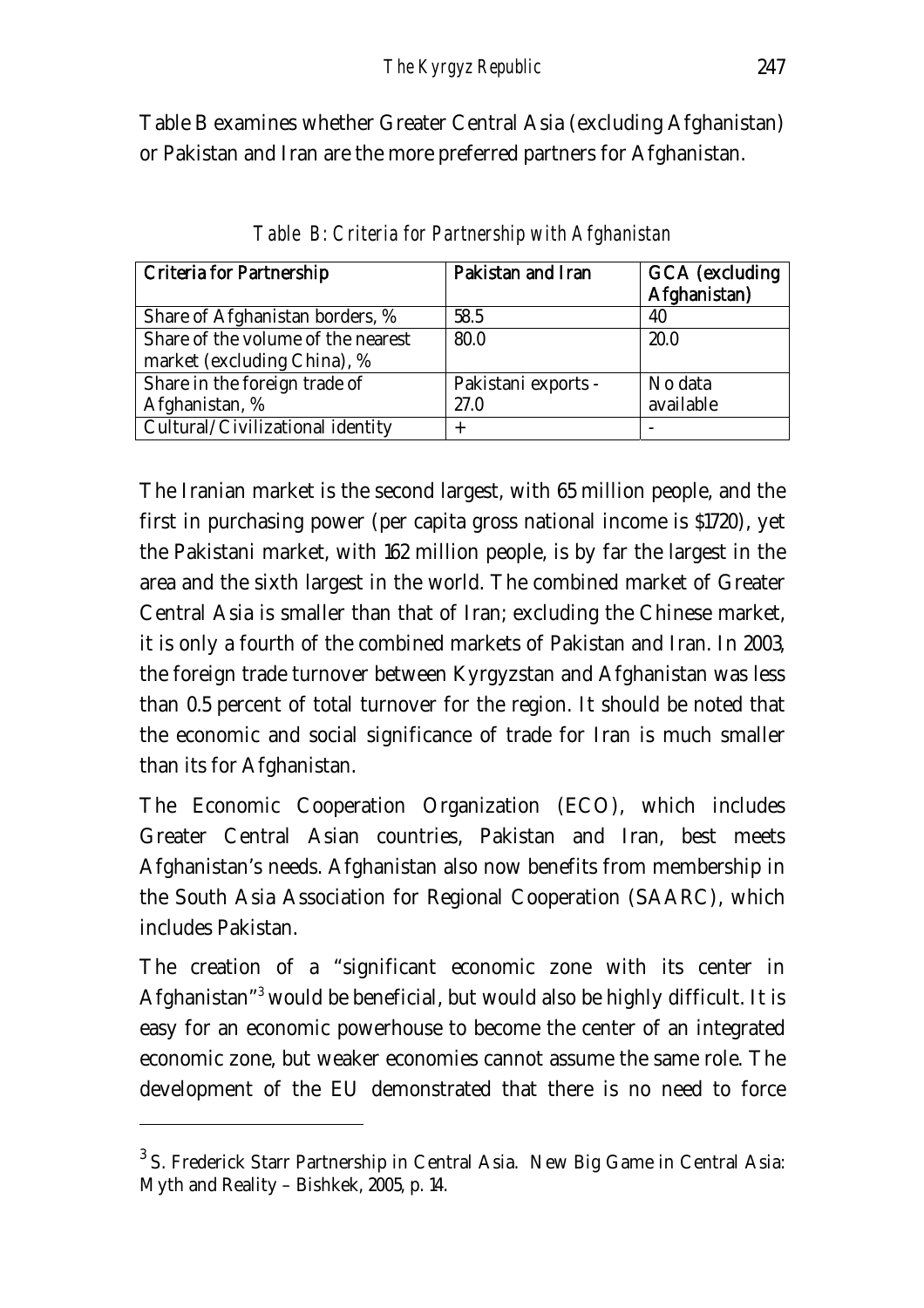Table B examines whether Greater Central Asia (excluding Afghanistan) or Pakistan and Iran are the more preferred partners for Afghanistan.

*Table B: Criteria for Partnership with Afghanistan*

| Criteria for Partnership | Pakistan and Iran | GCA (excluding Afghanistan) |
|---|---|---|
| Share of Afghanistan borders, % | 58.5 | 40 |
| Share of the volume of the nearest market (excluding China), % | 80.0 | 20.0 |
| Share in the foreign trade of Afghanistan, % | Pakistani exports - 27.0 | No data available |
| Cultural/Civilizational identity | + | - |

The Iranian market is the second largest, with 65 million people, and the first in purchasing power (per capita gross national income is $1720), yet the Pakistani market, with 162 million people, is by far the largest in the area and the sixth largest in the world. The combined market of Greater Central Asia is smaller than that of Iran; excluding the Chinese market, it is only a fourth of the combined markets of Pakistan and Iran. In 2003, the foreign trade turnover between Kyrgyzstan and Afghanistan was less than 0.5 percent of total turnover for the region. It should be noted that the economic and social significance of trade for Iran is much smaller than its for Afghanistan.

The Economic Cooperation Organization (ECO), which includes Greater Central Asian countries, Pakistan and Iran, best meets Afghanistan's needs. Afghanistan also now benefits from membership in the South Asia Association for Regional Cooperation (SAARC), which includes Pakistan.

The creation of a "significant economic zone with its center in Afghanistan"[3] would be beneficial, but would also be highly difficult. It is easy for an economic powerhouse to become the center of an integrated economic zone, but weaker economies cannot assume the same role. The development of the EU demonstrated that there is no need to force

[3] S. Frederick Starr Partnership in Central Asia. New Big Game in Central Asia: Myth and Reality – Bishkek, 2005, p. 14.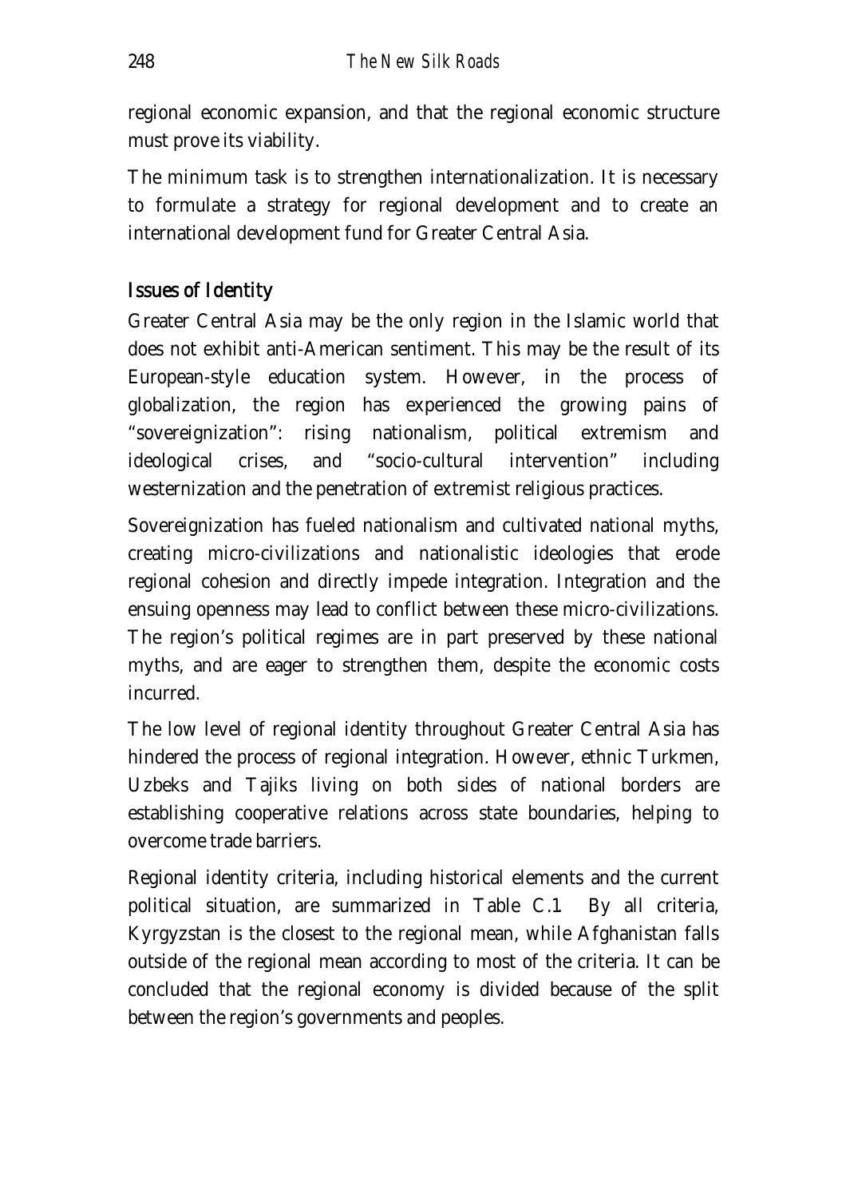regional economic expansion, and that the regional economic structure must prove its viability.

The minimum task is to strengthen internationalization. It is necessary to formulate a strategy for regional development and to create an international development fund for Greater Central Asia.

## Issues of Identity

Greater Central Asia may be the only region in the Islamic world that does not exhibit anti-American sentiment. This may be the result of its European-style education system. However, in the process of globalization, the region has experienced the growing pains of "sovereignization": rising nationalism, political extremism and ideological crises, and "socio-cultural intervention" including westernization and the penetration of extremist religious practices.

Sovereignization has fueled nationalism and cultivated national myths, creating micro-civilizations and nationalistic ideologies that erode regional cohesion and directly impede integration. Integration and the ensuing openness may lead to conflict between these micro-civilizations. The region's political regimes are in part preserved by these national myths, and are eager to strengthen them, despite the economic costs incurred.

The low level of regional identity throughout Greater Central Asia has hindered the process of regional integration. However, ethnic Turkmen, Uzbeks and Tajiks living on both sides of national borders are establishing cooperative relations across state boundaries, helping to overcome trade barriers.

Regional identity criteria, including historical elements and the current political situation, are summarized in Table C.1. By all criteria, Kyrgyzstan is the closest to the regional mean, while Afghanistan falls outside of the regional mean according to most of the criteria. It can be concluded that the regional economy is divided because of the split between the region's governments and peoples.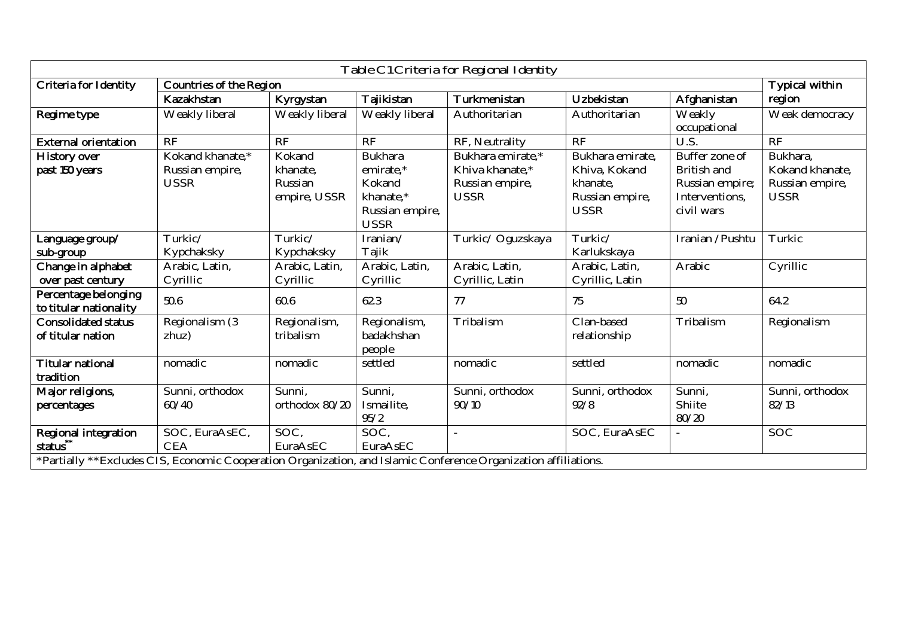| Table C1 Criteria for Regional Identity | | | | | | | |
|---|---|---|---|---|---|---|---|
| **Criteria for Identity** | **Countries of the Region** | | | | | | **Typical within region** |
| | **Kazakhstan** | **Kyrgystan** | **Tajikistan** | **Turkmenistan** | **Uzbekistan** | **Afghanistan** | |
| **Regime type** | Weakly liberal | Weakly liberal | Weakly liberal | Authoritarian | Authoritarian | Weakly occupational | Weak democracy |
| **External orientation** | RF | RF | RF | RF, Neutrality | RF | U.S. | RF |
| **History over past 150 years** | Kokand khanate,* Russian empire, USSR | Kokand khanate, Russian empire, USSR | Bukhara emirate,* Kokand khanate,* Russian empire, USSR | Bukhara emirate,* Khiva khanate,* Russian empire, USSR | Bukhara emirate, Khiva, Kokand khanate, Russian empire, USSR | Buffer zone of British and Russian empire; Interventions, civil wars | Bukhara, Kokand khanate, Russian empire, USSR |
| **Language group/ sub-group** | Turkic/ Kypchaksky | Turkic/ Kypchaksky | Iranian/ Tajik | Turkic/ Oguzskaya | Turkic/ Karlukskaya | Iranian /Pushtu | Turkic |
| **Change in alphabet over past century** | Arabic, Latin, Cyrillic | Arabic, Latin, Cyrillic | Arabic, Latin, Cyrillic | Arabic, Latin, Cyrillic, Latin | Arabic, Latin, Cyrillic, Latin | Arabic | Cyrillic |
| **Percentage belonging to titular nationality** | 50.6 | 60.6 | 62.3 | 77 | 75 | 50 | 64.2 |
| **Consolidated status of titular nation** | Regionalism (3 zhuz) | Regionalism, tribalism | Regionalism, badakhshan people | Tribalism | Clan-based relationship | Tribalism | Regionalism |
| **Titular national tradition** | nomadic | nomadic | settled | nomadic | settled | nomadic | nomadic |
| **Major religions, percentages** | Sunni, orthodox 60/40 | Sunni, orthodox 80/20 | Sunni, Ismailite, 95/2 | Sunni, orthodox 90/10 | Sunni, orthodox 92/8 | Sunni, Shiite 80/20 | Sunni, orthodox 82/13 |
| **Regional integration status**[**] | SOC, EuraAsEC, CEA | SOC, EuraAsEC | SOC, EuraAsEC | - | SOC, EuraAsEC | - | SOC |

*Partially **Excludes CIS, Economic Cooperation Organization, and Islamic Conference Organization affiliations.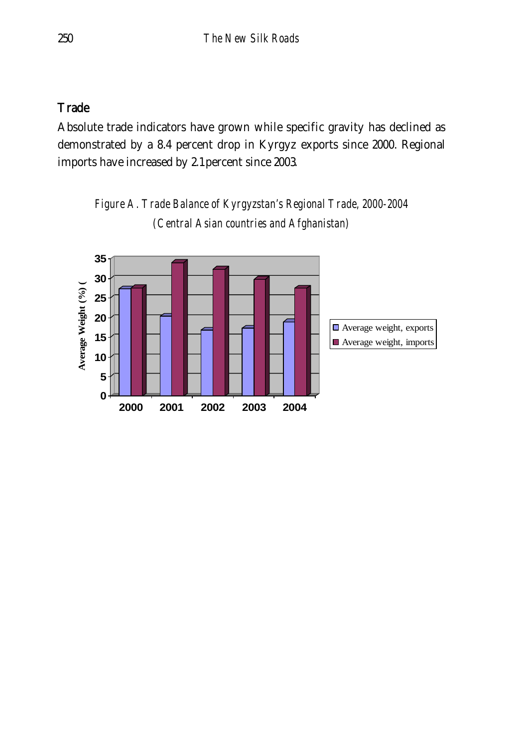## Trade

Absolute trade indicators have grown while specific gravity has declined as demonstrated by a 8.4 percent drop in Kyrgyz exports since 2000. Regional imports have increased by 2.1 percent since 2003.

*Figure A. Trade Balance of Kyrgyzstan's Regional Trade, 2000-2004 (Central Asian countries and Afghanistan)*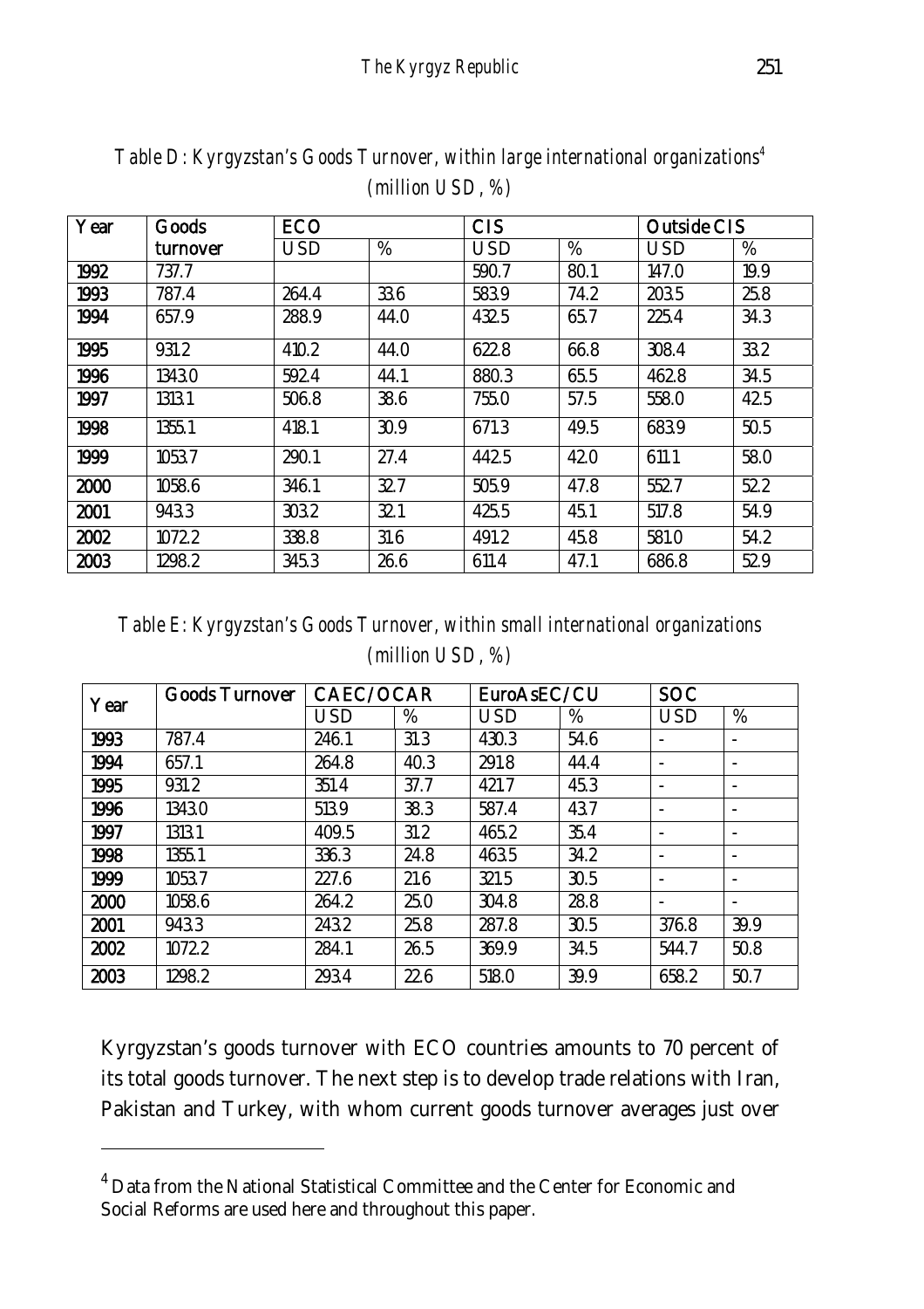*Table D: Kyrgyzstan's Goods Turnover, within large international organizations*[4] *(million USD, %)*

| Year | Goods turnover | ECO | | CIS | | Outside CIS | |
|---|---|---|---|---|---|---|---|
| | | USD | % | USD | % | USD | % |
| 1992 | 737.7 | | | 590.7 | 80.1 | 147.0 | 19.9 |
| 1993 | 787.4 | 264.4 | 33.6 | 583.9 | 74.2 | 203.5 | 25.8 |
| 1994 | 657.9 | 288.9 | 44.0 | 432.5 | 65.7 | 225.4 | 34.3 |
| 1995 | 931.2 | 410.2 | 44.0 | 622.8 | 66.8 | 308.4 | 33.2 |
| 1996 | 1343.0 | 592.4 | 44.1 | 880.3 | 65.5 | 462.8 | 34.5 |
| 1997 | 1313.1 | 506.8 | 38.6 | 755.0 | 57.5 | 558.0 | 42.5 |
| 1998 | 1355.1 | 418.1 | 30.9 | 671.3 | 49.5 | 683.9 | 50.5 |
| 1999 | 1053.7 | 290.1 | 27.4 | 442.5 | 42.0 | 611.1 | 58.0 |
| 2000 | 1058.6 | 346.1 | 32.7 | 505.9 | 47.8 | 552.7 | 52.2 |
| 2001 | 943.3 | 303.2 | 32.1 | 425.5 | 45.1 | 517.8 | 54.9 |
| 2002 | 1072.2 | 338.8 | 31.6 | 491.2 | 45.8 | 581.0 | 54.2 |
| 2003 | 1298.2 | 345.3 | 26.6 | 611.4 | 47.1 | 686.8 | 52.9 |

*Table E: Kyrgyzstan's Goods Turnover, within small international organizations (million USD, %)*

| Year | Goods Turnover | CAEC/OCAR | | EuroAsEC/CU | | SOC | |
|---|---|---|---|---|---|---|---|
| | | USD | % | USD | % | USD | % |
| 1993 | 787.4 | 246.1 | 31.3 | 430.3 | 54.6 | - | - |
| 1994 | 657.1 | 264.8 | 40.3 | 291.8 | 44.4 | - | - |
| 1995 | 931.2 | 351.4 | 37.7 | 421.7 | 45.3 | - | - |
| 1996 | 1343.0 | 513.9 | 38.3 | 587.4 | 43.7 | - | - |
| 1997 | 1313.1 | 409.5 | 31.2 | 465.2 | 35.4 | - | - |
| 1998 | 1355.1 | 336.3 | 24.8 | 463.5 | 34.2 | - | - |
| 1999 | 1053.7 | 227.6 | 21.6 | 321.5 | 30.5 | - | - |
| 2000 | 1058.6 | 264.2 | 25.0 | 304.8 | 28.8 | - | - |
| 2001 | 943.3 | 243.2 | 25.8 | 287.8 | 30.5 | 376.8 | 39.9 |
| 2002 | 1072.2 | 284.1 | 26.5 | 369.9 | 34.5 | 544.7 | 50.8 |
| 2003 | 1298.2 | 293.4 | 22.6 | 518.0 | 39.9 | 658.2 | 50.7 |

Kyrgyzstan's goods turnover with ECO countries amounts to 70 percent of its total goods turnover. The next step is to develop trade relations with Iran, Pakistan and Turkey, with whom current goods turnover averages just over

[4] Data from the National Statistical Committee and the Center for Economic and Social Reforms are used here and throughout this paper.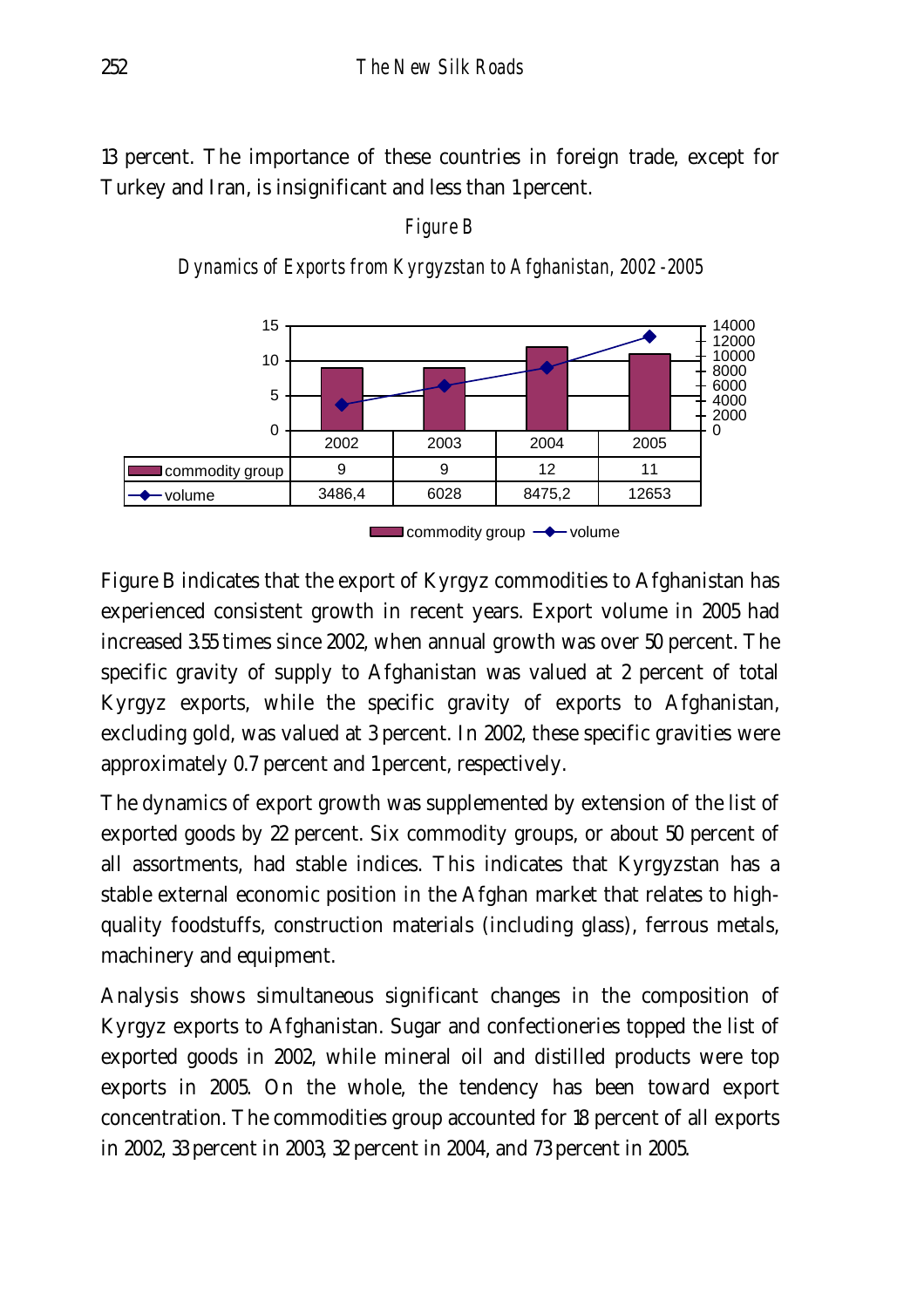13 percent. The importance of these countries in foreign trade, except for Turkey and Iran, is insignificant and less than 1 percent.

*Figure B*

*Dynamics of Exports from Kyrgyzstan to Afghanistan, 2002 -2005*

| | 2002 | 2003 | 2004 | 2005 |
|---|---|---|---|---|
| commodity group | 9 | 9 | 12 | 11 |
| volume | 3486,4 | 6028 | 8475,2 | 12653 |

Figure B indicates that the export of Kyrgyz commodities to Afghanistan has experienced consistent growth in recent years. Export volume in 2005 had increased 3.55 times since 2002, when annual growth was over 50 percent. The specific gravity of supply to Afghanistan was valued at 2 percent of total Kyrgyz exports, while the specific gravity of exports to Afghanistan, excluding gold, was valued at 3 percent. In 2002, these specific gravities were approximately 0.7 percent and 1 percent, respectively.

The dynamics of export growth was supplemented by extension of the list of exported goods by 22 percent. Six commodity groups, or about 50 percent of all assortments, had stable indices. This indicates that Kyrgyzstan has a stable external economic position in the Afghan market that relates to high-quality foodstuffs, construction materials (including glass), ferrous metals, machinery and equipment.

Analysis shows simultaneous significant changes in the composition of Kyrgyz exports to Afghanistan. Sugar and confectioneries topped the list of exported goods in 2002, while mineral oil and distilled products were top exports in 2005. On the whole, the tendency has been toward export concentration. The commodities group accounted for 18 percent of all exports in 2002, 33 percent in 2003, 32 percent in 2004, and 73 percent in 2005.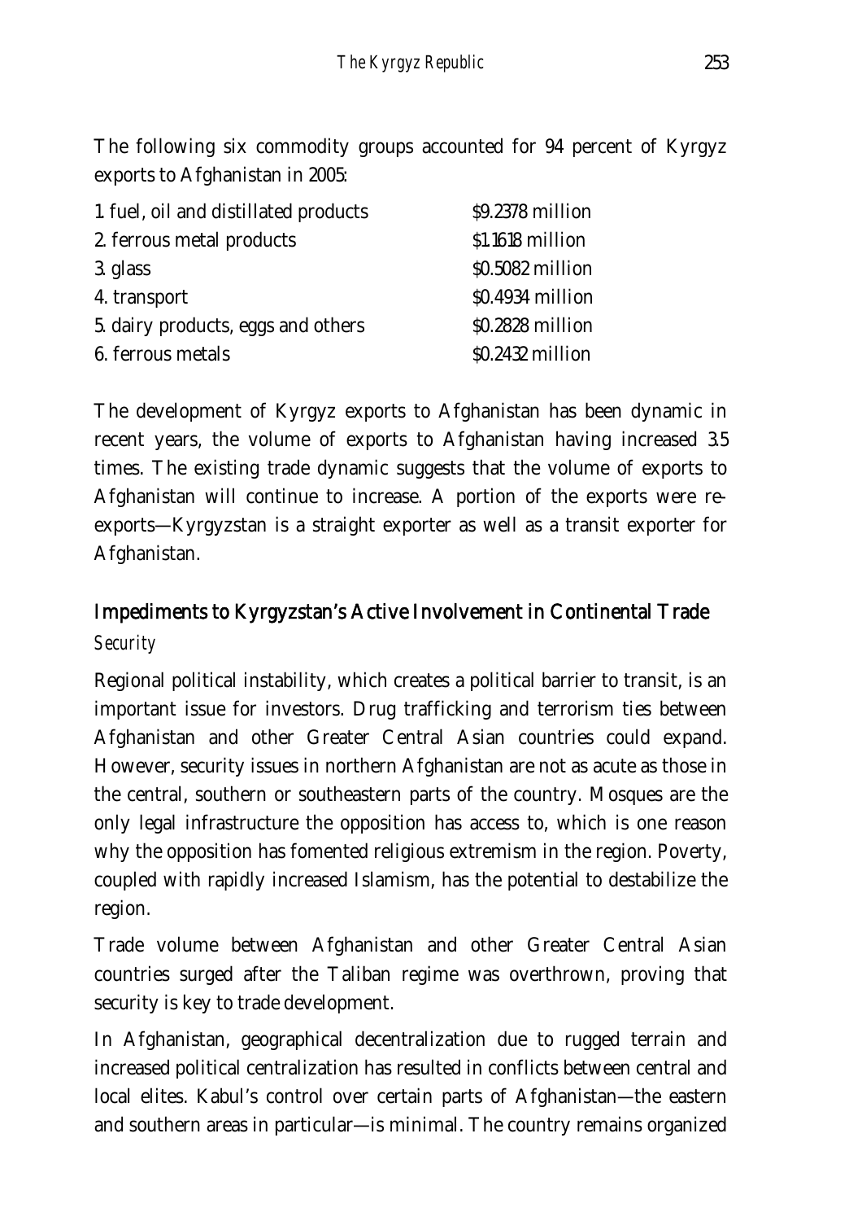The following six commodity groups accounted for 94 percent of Kyrgyz exports to Afghanistan in 2005:

| | |
|---|---|
| 1. fuel, oil and distilled products | $9.2378 million |
| 2. ferrous metal products | $1.1618 million |
| 3. glass | $0.5082 million |
| 4. transport | $0.4934 million |
| 5. dairy products, eggs and others | $0.2828 million |
| 6. ferrous metals | $0.2432 million |

The development of Kyrgyz exports to Afghanistan has been dynamic in recent years, the volume of exports to Afghanistan having increased 3.5 times. The existing trade dynamic suggests that the volume of exports to Afghanistan will continue to increase. A portion of the exports were re-exports—Kyrgyzstan is a straight exporter as well as a transit exporter for Afghanistan.

## Impediments to Kyrgyzstan's Active Involvement in Continental Trade

### *Security*

Regional political instability, which creates a political barrier to transit, is an important issue for investors. Drug trafficking and terrorism ties between Afghanistan and other Greater Central Asian countries could expand. However, security issues in northern Afghanistan are not as acute as those in the central, southern or southeastern parts of the country. Mosques are the only legal infrastructure the opposition has access to, which is one reason why the opposition has fomented religious extremism in the region. Poverty, coupled with rapidly increased Islamism, has the potential to destabilize the region.

Trade volume between Afghanistan and other Greater Central Asian countries surged after the Taliban regime was overthrown, proving that security is key to trade development.

In Afghanistan, geographical decentralization due to rugged terrain and increased political centralization has resulted in conflicts between central and local elites. Kabul's control over certain parts of Afghanistan—the eastern and southern areas in particular—is minimal. The country remains organized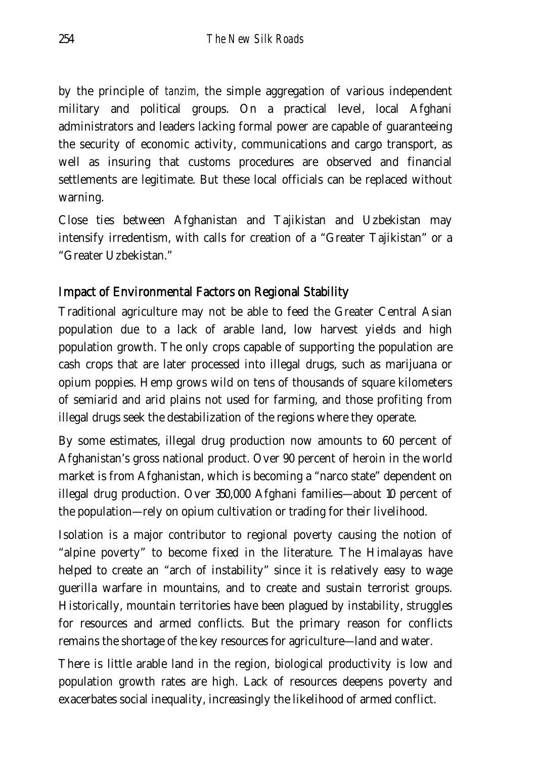by the principle of *tanzim*, the simple aggregation of various independent military and political groups. On a practical level, local Afghani administrators and leaders lacking formal power are capable of guaranteeing the security of economic activity, communications and cargo transport, as well as insuring that customs procedures are observed and financial settlements are legitimate. But these local officials can be replaced without warning.

Close ties between Afghanistan and Tajikistan and Uzbekistan may intensify irredentism, with calls for creation of a "Greater Tajikistan" or a "Greater Uzbekistan."

## Impact of Environmental Factors on Regional Stability

Traditional agriculture may not be able to feed the Greater Central Asian population due to a lack of arable land, low harvest yields and high population growth. The only crops capable of supporting the population are cash crops that are later processed into illegal drugs, such as marijuana or opium poppies. Hemp grows wild on tens of thousands of square kilometers of semiarid and arid plains not used for farming, and those profiting from illegal drugs seek the destabilization of the regions where they operate.

By some estimates, illegal drug production now amounts to 60 percent of Afghanistan's gross national product. Over 90 percent of heroin in the world market is from Afghanistan, which is becoming a "narco state" dependent on illegal drug production. Over 350,000 Afghani families—about 10 percent of the population—rely on opium cultivation or trading for their livelihood.

Isolation is a major contributor to regional poverty causing the notion of "alpine poverty" to become fixed in the literature. The Himalayas have helped to create an "arch of instability" since it is relatively easy to wage guerilla warfare in mountains, and to create and sustain terrorist groups. Historically, mountain territories have been plagued by instability, struggles for resources and armed conflicts. But the primary reason for conflicts remains the shortage of the key resources for agriculture—land and water.

There is little arable land in the region, biological productivity is low and population growth rates are high. Lack of resources deepens poverty and exacerbates social inequality, increasingly the likelihood of armed conflict.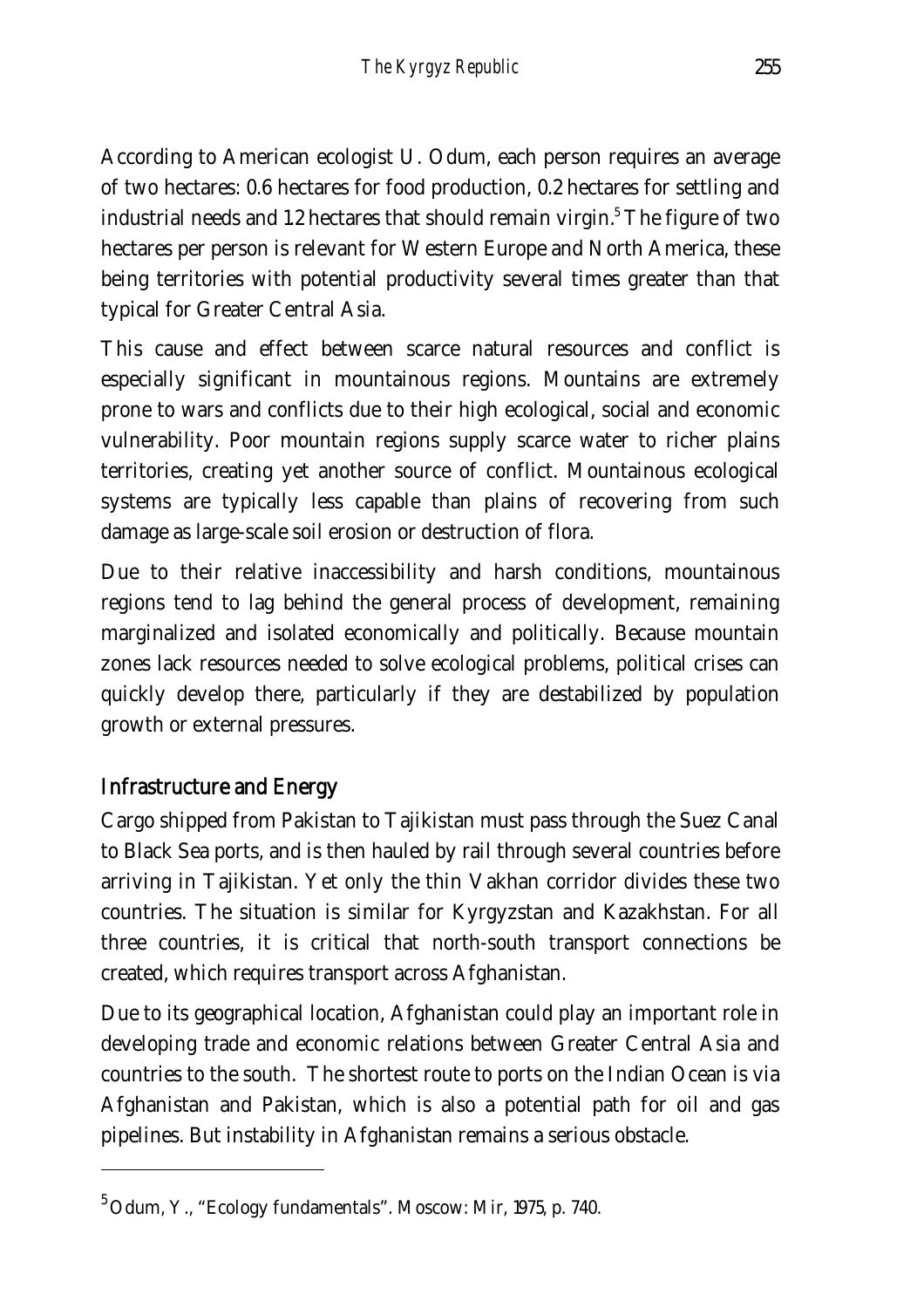According to American ecologist U. Odum, each person requires an average of two hectares: 0.6 hectares for food production, 0.2 hectares for settling and industrial needs and 1.2 hectares that should remain virgin.[5] The figure of two hectares per person is relevant for Western Europe and North America, these being territories with potential productivity several times greater than that typical for Greater Central Asia.

This cause and effect between scarce natural resources and conflict is especially significant in mountainous regions. Mountains are extremely prone to wars and conflicts due to their high ecological, social and economic vulnerability. Poor mountain regions supply scarce water to richer plains territories, creating yet another source of conflict. Mountainous ecological systems are typically less capable than plains of recovering from such damage as large-scale soil erosion or destruction of flora.

Due to their relative inaccessibility and harsh conditions, mountainous regions tend to lag behind the general process of development, remaining marginalized and isolated economically and politically. Because mountain zones lack resources needed to solve ecological problems, political crises can quickly develop there, particularly if they are destabilized by population growth or external pressures.

## Infrastructure and Energy

Cargo shipped from Pakistan to Tajikistan must pass through the Suez Canal to Black Sea ports, and is then hauled by rail through several countries before arriving in Tajikistan. Yet only the thin Vakhan corridor divides these two countries. The situation is similar for Kyrgyzstan and Kazakhstan. For all three countries, it is critical that north-south transport connections be created, which requires transport across Afghanistan.

Due to its geographical location, Afghanistan could play an important role in developing trade and economic relations between Greater Central Asia and countries to the south. The shortest route to ports on the Indian Ocean is via Afghanistan and Pakistan, which is also a potential path for oil and gas pipelines. But instability in Afghanistan remains a serious obstacle.

---

[5] Odum, Y., "Ecology fundamentals". Moscow: Mir, 1975, p. 740.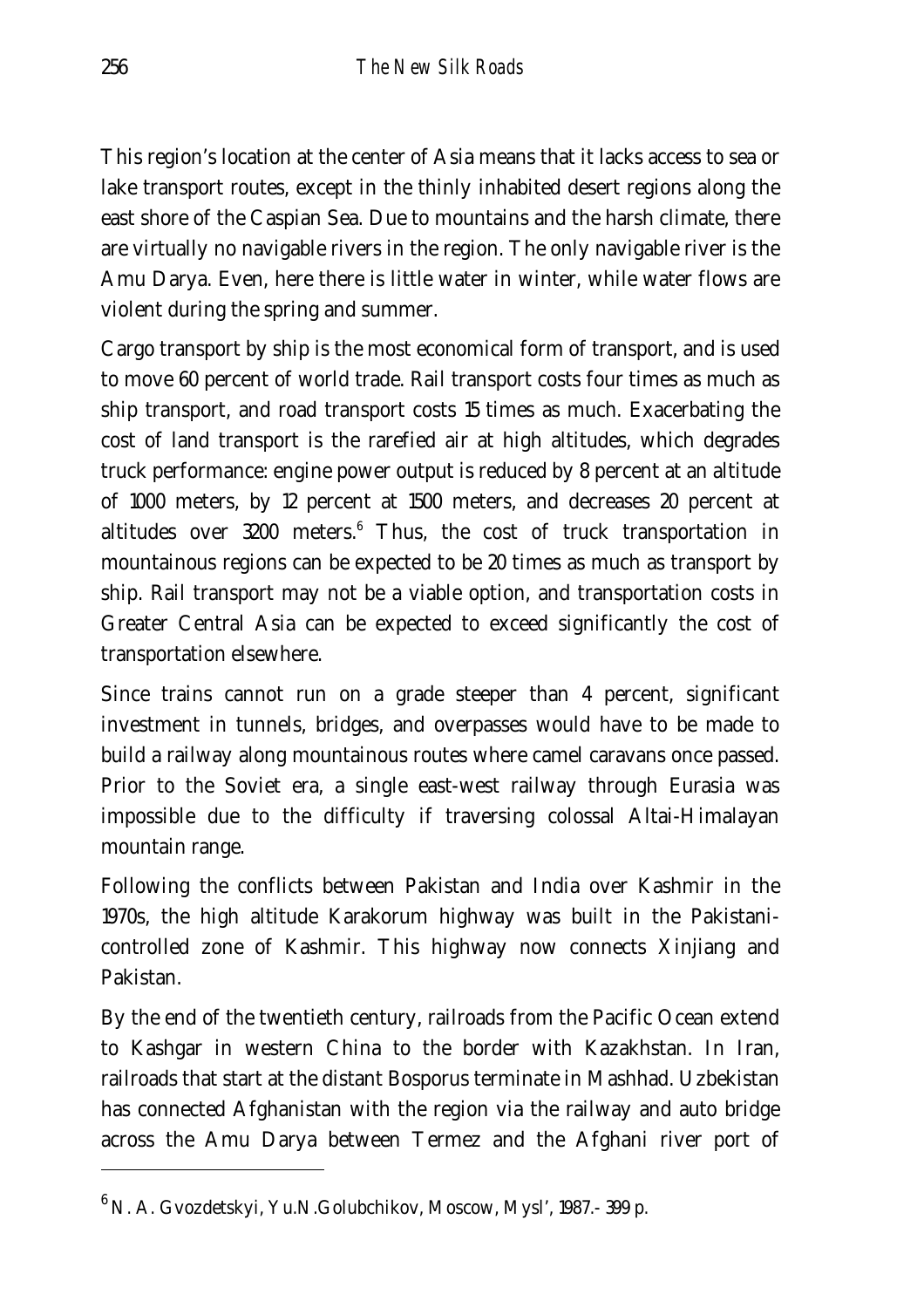This region's location at the center of Asia means that it lacks access to sea or lake transport routes, except in the thinly inhabited desert regions along the east shore of the Caspian Sea. Due to mountains and the harsh climate, there are virtually no navigable rivers in the region. The only navigable river is the Amu Darya. Even, here there is little water in winter, while water flows are violent during the spring and summer.

Cargo transport by ship is the most economical form of transport, and is used to move 60 percent of world trade. Rail transport costs four times as much as ship transport, and road transport costs 15 times as much. Exacerbating the cost of land transport is the rarefied air at high altitudes, which degrades truck performance: engine power output is reduced by 8 percent at an altitude of 1000 meters, by 12 percent at 1500 meters, and decreases 20 percent at altitudes over 3200 meters.[6] Thus, the cost of truck transportation in mountainous regions can be expected to be 20 times as much as transport by ship. Rail transport may not be a viable option, and transportation costs in Greater Central Asia can be expected to exceed significantly the cost of transportation elsewhere.

Since trains cannot run on a grade steeper than 4 percent, significant investment in tunnels, bridges, and overpasses would have to be made to build a railway along mountainous routes where camel caravans once passed. Prior to the Soviet era, a single east-west railway through Eurasia was impossible due to the difficulty if traversing colossal Altai-Himalayan mountain range.

Following the conflicts between Pakistan and India over Kashmir in the 1970s, the high altitude Karakorum highway was built in the Pakistani-controlled zone of Kashmir. This highway now connects Xinjiang and Pakistan.

By the end of the twentieth century, railroads from the Pacific Ocean extend to Kashgar in western China to the border with Kazakhstan. In Iran, railroads that start at the distant Bosporus terminate in Mashhad. Uzbekistan has connected Afghanistan with the region via the railway and auto bridge across the Amu Darya between Termez and the Afghani river port of

---

[6] N. A. Gvozdetskyi, Yu.N.Golubchikov, Moscow, Mysl', 1987.- 399 p.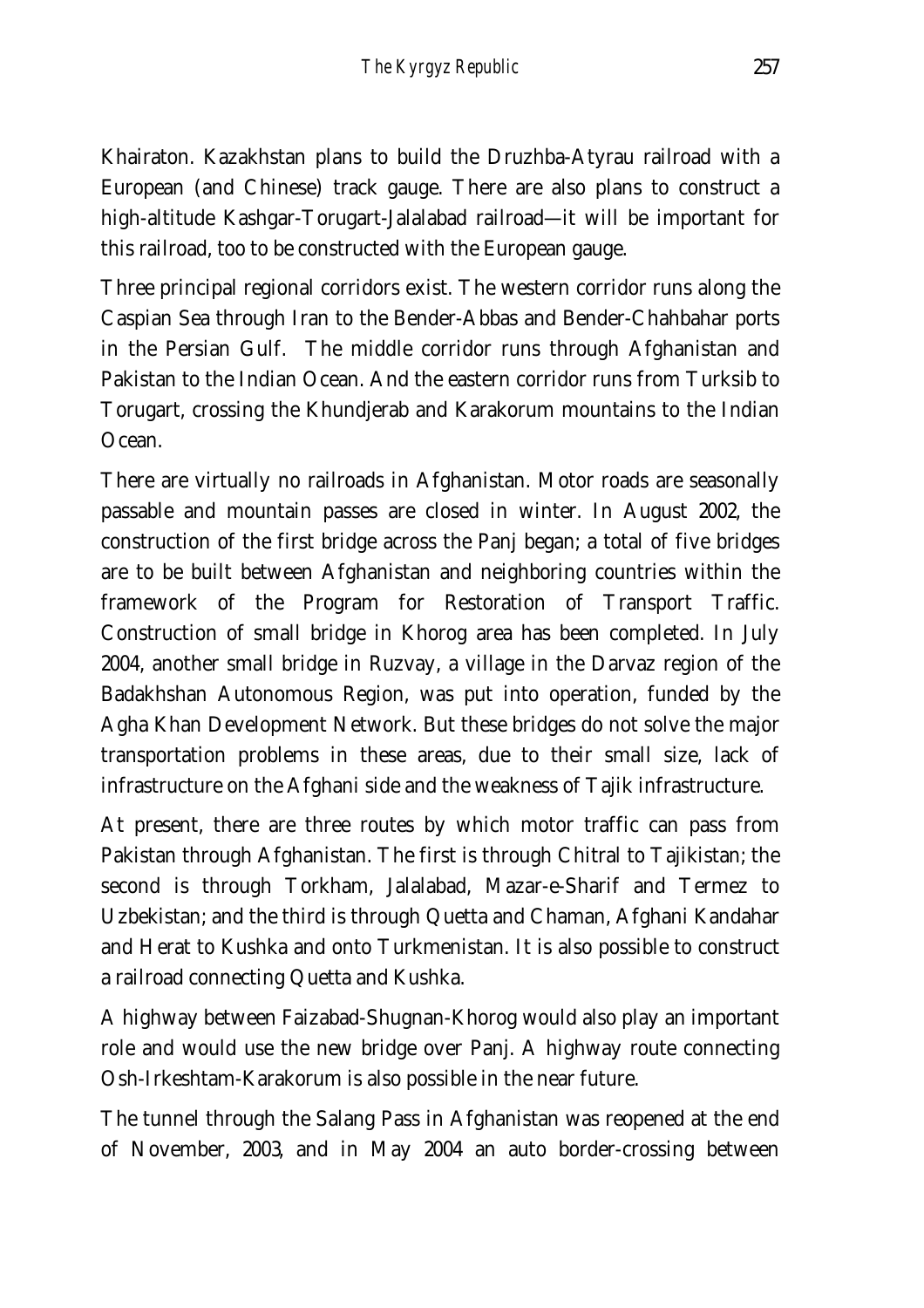Khairaton. Kazakhstan plans to build the Druzhba-Atyrau railroad with a European (and Chinese) track gauge. There are also plans to construct a high-altitude Kashgar-Torugart-Jalalabad railroad—it will be important for this railroad, too to be constructed with the European gauge.

Three principal regional corridors exist. The western corridor runs along the Caspian Sea through Iran to the Bender-Abbas and Bender-Chahbahar ports in the Persian Gulf. The middle corridor runs through Afghanistan and Pakistan to the Indian Ocean. And the eastern corridor runs from Turksib to Torugart, crossing the Khundjerab and Karakorum mountains to the Indian Ocean.

There are virtually no railroads in Afghanistan. Motor roads are seasonally passable and mountain passes are closed in winter. In August 2002, the construction of the first bridge across the Panj began; a total of five bridges are to be built between Afghanistan and neighboring countries within the framework of the Program for Restoration of Transport Traffic. Construction of small bridge in Khorog area has been completed. In July 2004, another small bridge in Ruzvay, a village in the Darvaz region of the Badakhshan Autonomous Region, was put into operation, funded by the Agha Khan Development Network. But these bridges do not solve the major transportation problems in these areas, due to their small size, lack of infrastructure on the Afghani side and the weakness of Tajik infrastructure.

At present, there are three routes by which motor traffic can pass from Pakistan through Afghanistan. The first is through Chitral to Tajikistan; the second is through Torkham, Jalalabad, Mazar-e-Sharif and Termez to Uzbekistan; and the third is through Quetta and Chaman, Afghani Kandahar and Herat to Kushka and onto Turkmenistan. It is also possible to construct a railroad connecting Quetta and Kushka.

A highway between Faizabad-Shugnan-Khorog would also play an important role and would use the new bridge over Panj. A highway route connecting Osh-Irkeshtam-Karakorum is also possible in the near future.

The tunnel through the Salang Pass in Afghanistan was reopened at the end of November, 2003, and in May 2004 an auto border-crossing between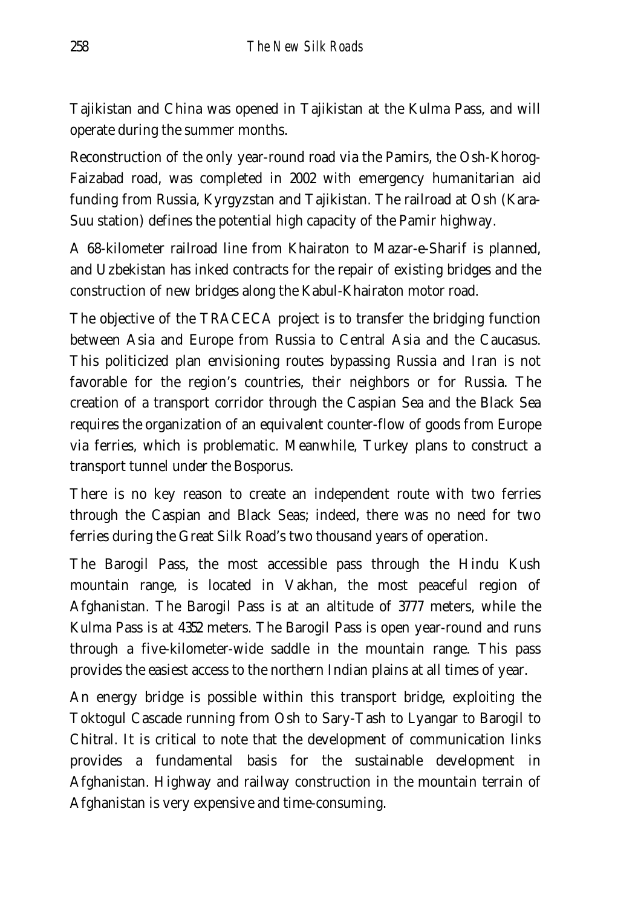Tajikistan and China was opened in Tajikistan at the Kulma Pass, and will operate during the summer months.

Reconstruction of the only year-round road via the Pamirs, the Osh-Khorog-Faizabad road, was completed in 2002 with emergency humanitarian aid funding from Russia, Kyrgyzstan and Tajikistan. The railroad at Osh (Kara-Suu station) defines the potential high capacity of the Pamir highway.

A 68-kilometer railroad line from Khairaton to Mazar-e-Sharif is planned, and Uzbekistan has inked contracts for the repair of existing bridges and the construction of new bridges along the Kabul-Khairaton motor road.

The objective of the TRACECA project is to transfer the bridging function between Asia and Europe from Russia to Central Asia and the Caucasus. This politicized plan envisioning routes bypassing Russia and Iran is not favorable for the region's countries, their neighbors or for Russia. The creation of a transport corridor through the Caspian Sea and the Black Sea requires the organization of an equivalent counter-flow of goods from Europe via ferries, which is problematic. Meanwhile, Turkey plans to construct a transport tunnel under the Bosporus.

There is no key reason to create an independent route with two ferries through the Caspian and Black Seas; indeed, there was no need for two ferries during the Great Silk Road's two thousand years of operation.

The Barogil Pass, the most accessible pass through the Hindu Kush mountain range, is located in Vakhan, the most peaceful region of Afghanistan. The Barogil Pass is at an altitude of 3777 meters, while the Kulma Pass is at 4352 meters. The Barogil Pass is open year-round and runs through a five-kilometer-wide saddle in the mountain range. This pass provides the easiest access to the northern Indian plains at all times of year.

An energy bridge is possible within this transport bridge, exploiting the Toktogul Cascade running from Osh to Sary-Tash to Lyangar to Barogil to Chitral. It is critical to note that the development of communication links provides a fundamental basis for the sustainable development in Afghanistan. Highway and railway construction in the mountain terrain of Afghanistan is very expensive and time-consuming.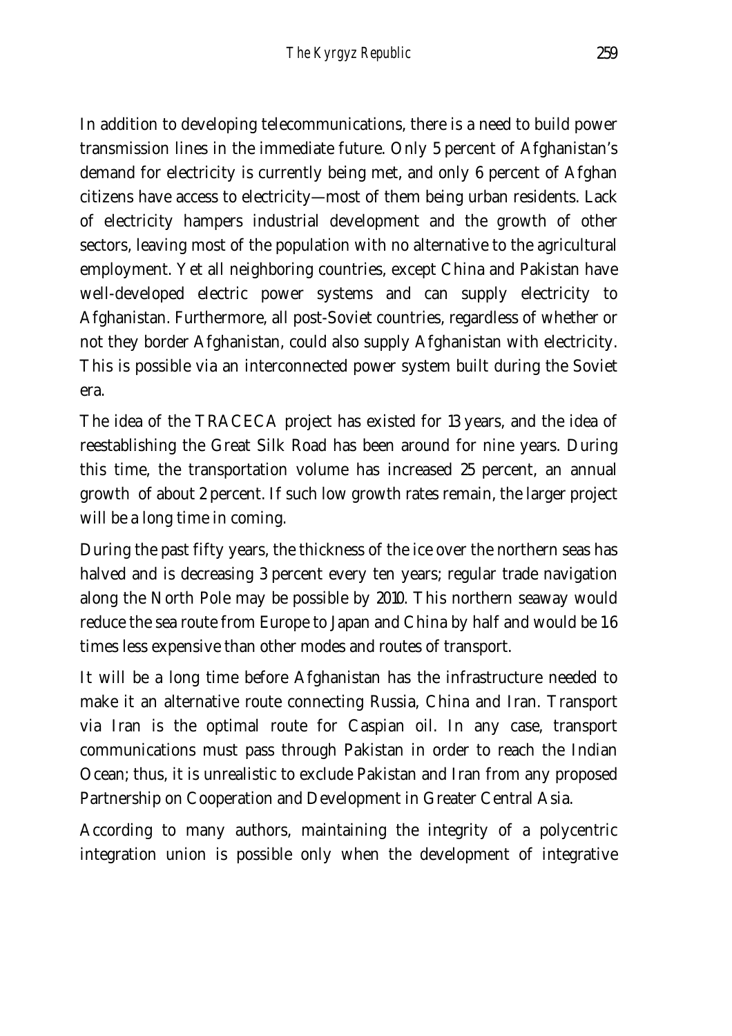In addition to developing telecommunications, there is a need to build power transmission lines in the immediate future. Only 5 percent of Afghanistan's demand for electricity is currently being met, and only 6 percent of Afghan citizens have access to electricity—most of them being urban residents. Lack of electricity hampers industrial development and the growth of other sectors, leaving most of the population with no alternative to the agricultural employment. Yet all neighboring countries, except China and Pakistan have well-developed electric power systems and can supply electricity to Afghanistan. Furthermore, all post-Soviet countries, regardless of whether or not they border Afghanistan, could also supply Afghanistan with electricity. This is possible via an interconnected power system built during the Soviet era.

The idea of the TRACECA project has existed for 13 years, and the idea of reestablishing the Great Silk Road has been around for nine years. During this time, the transportation volume has increased 25 percent, an annual growth of about 2 percent. If such low growth rates remain, the larger project will be a long time in coming.

During the past fifty years, the thickness of the ice over the northern seas has halved and is decreasing 3 percent every ten years; regular trade navigation along the North Pole may be possible by 2010. This northern seaway would reduce the sea route from Europe to Japan and China by half and would be 1.6 times less expensive than other modes and routes of transport.

It will be a long time before Afghanistan has the infrastructure needed to make it an alternative route connecting Russia, China and Iran. Transport via Iran is the optimal route for Caspian oil. In any case, transport communications must pass through Pakistan in order to reach the Indian Ocean; thus, it is unrealistic to exclude Pakistan and Iran from any proposed Partnership on Cooperation and Development in Greater Central Asia.

According to many authors, maintaining the integrity of a polycentric integration union is possible only when the development of integrative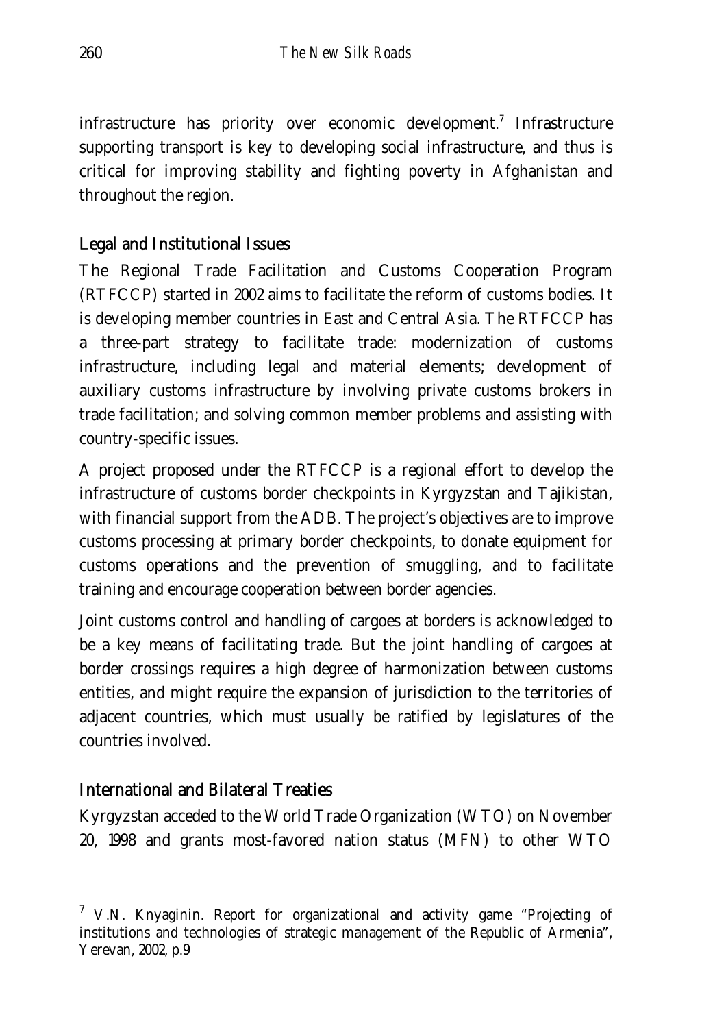infrastructure has priority over economic development.[7] Infrastructure supporting transport is key to developing social infrastructure, and thus is critical for improving stability and fighting poverty in Afghanistan and throughout the region.

### Legal and Institutional Issues

The Regional Trade Facilitation and Customs Cooperation Program (RTFCCP) started in 2002 aims to facilitate the reform of customs bodies. It is developing member countries in East and Central Asia. The RTFCCP has a three-part strategy to facilitate trade: modernization of customs infrastructure, including legal and material elements; development of auxiliary customs infrastructure by involving private customs brokers in trade facilitation; and solving common member problems and assisting with country-specific issues.

A project proposed under the RTFCCP is a regional effort to develop the infrastructure of customs border checkpoints in Kyrgyzstan and Tajikistan, with financial support from the ADB. The project's objectives are to improve customs processing at primary border checkpoints, to donate equipment for customs operations and the prevention of smuggling, and to facilitate training and encourage cooperation between border agencies.

Joint customs control and handling of cargoes at borders is acknowledged to be a key means of facilitating trade. But the joint handling of cargoes at border crossings requires a high degree of harmonization between customs entities, and might require the expansion of jurisdiction to the territories of adjacent countries, which must usually be ratified by legislatures of the countries involved.

### International and Bilateral Treaties

Kyrgyzstan acceded to the World Trade Organization (WTO) on November 20, 1998 and grants most-favored nation status (MFN) to other WTO

---

[7] V.N. Knyaginin. Report for organizational and activity game "Projecting of institutions and technologies of strategic management of the Republic of Armenia", Yerevan, 2002, p.9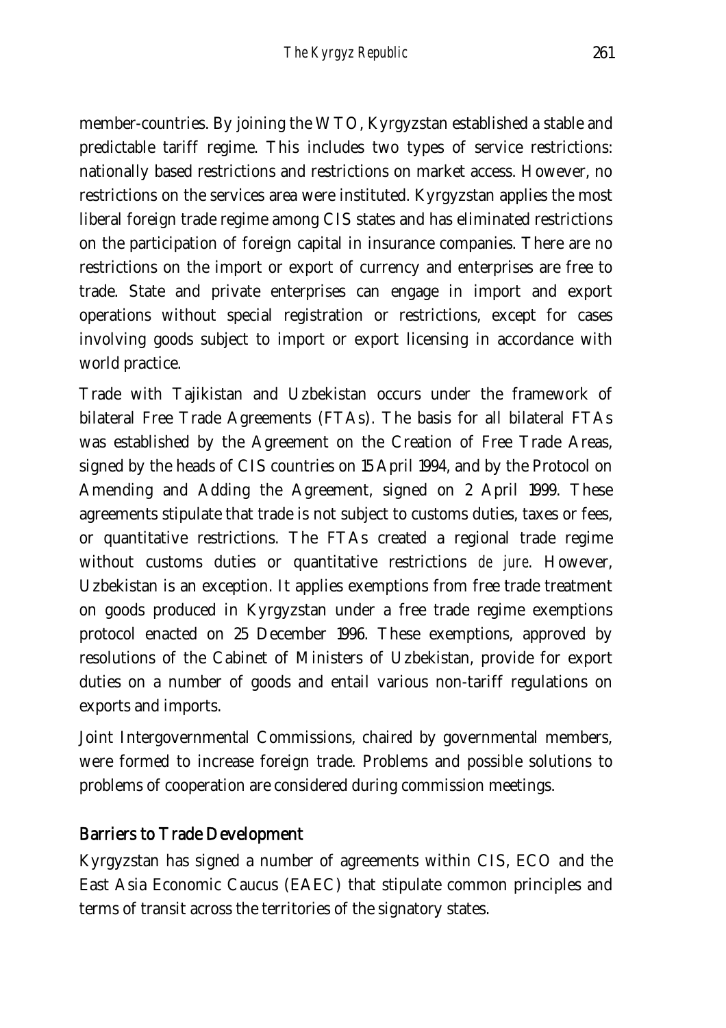member-countries. By joining the WTO, Kyrgyzstan established a stable and predictable tariff regime. This includes two types of service restrictions: nationally based restrictions and restrictions on market access. However, no restrictions on the services area were instituted. Kyrgyzstan applies the most liberal foreign trade regime among CIS states and has eliminated restrictions on the participation of foreign capital in insurance companies. There are no restrictions on the import or export of currency and enterprises are free to trade. State and private enterprises can engage in import and export operations without special registration or restrictions, except for cases involving goods subject to import or export licensing in accordance with world practice.

Trade with Tajikistan and Uzbekistan occurs under the framework of bilateral Free Trade Agreements (FTAs). The basis for all bilateral FTAs was established by the Agreement on the Creation of Free Trade Areas, signed by the heads of CIS countries on 15 April 1994, and by the Protocol on Amending and Adding the Agreement, signed on 2 April 1999. These agreements stipulate that trade is not subject to customs duties, taxes or fees, or quantitative restrictions. The FTAs created a regional trade regime without customs duties or quantitative restrictions *de jure*. However, Uzbekistan is an exception. It applies exemptions from free trade treatment on goods produced in Kyrgyzstan under a free trade regime exemptions protocol enacted on 25 December 1996. These exemptions, approved by resolutions of the Cabinet of Ministers of Uzbekistan, provide for export duties on a number of goods and entail various non-tariff regulations on exports and imports.

Joint Intergovernmental Commissions, chaired by governmental members, were formed to increase foreign trade. Problems and possible solutions to problems of cooperation are considered during commission meetings.

## Barriers to Trade Development

Kyrgyzstan has signed a number of agreements within CIS, ECO and the East Asia Economic Caucus (EAEC) that stipulate common principles and terms of transit across the territories of the signatory states.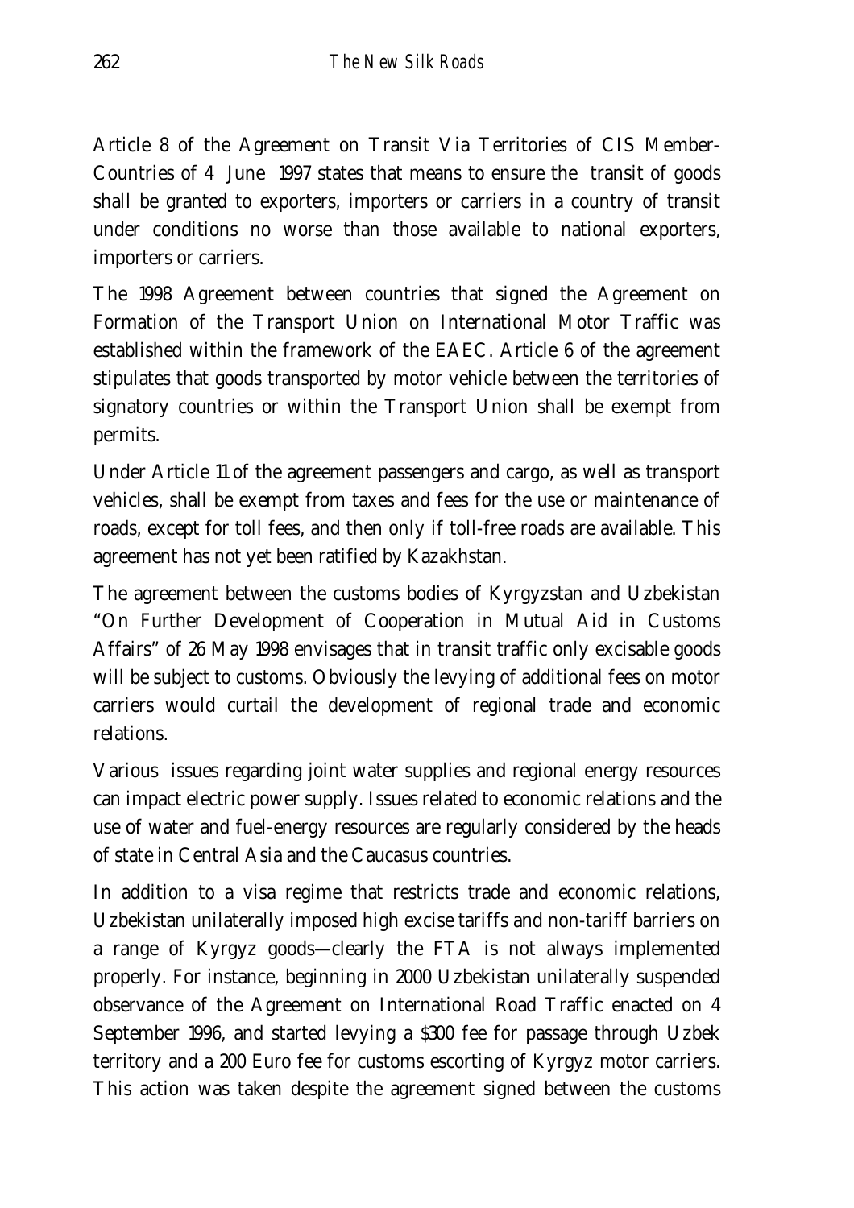Article 8 of the Agreement on Transit Via Territories of CIS Member-Countries of 4 June 1997 states that means to ensure the transit of goods shall be granted to exporters, importers or carriers in a country of transit under conditions no worse than those available to national exporters, importers or carriers.

The 1998 Agreement between countries that signed the Agreement on Formation of the Transport Union on International Motor Traffic was established within the framework of the EAEC. Article 6 of the agreement stipulates that goods transported by motor vehicle between the territories of signatory countries or within the Transport Union shall be exempt from permits.

Under Article 11 of the agreement passengers and cargo, as well as transport vehicles, shall be exempt from taxes and fees for the use or maintenance of roads, except for toll fees, and then only if toll-free roads are available. This agreement has not yet been ratified by Kazakhstan.

The agreement between the customs bodies of Kyrgyzstan and Uzbekistan "On Further Development of Cooperation in Mutual Aid in Customs Affairs" of 26 May 1998 envisages that in transit traffic only excisable goods will be subject to customs. Obviously the levying of additional fees on motor carriers would curtail the development of regional trade and economic relations.

Various issues regarding joint water supplies and regional energy resources can impact electric power supply. Issues related to economic relations and the use of water and fuel-energy resources are regularly considered by the heads of state in Central Asia and the Caucasus countries.

In addition to a visa regime that restricts trade and economic relations, Uzbekistan unilaterally imposed high excise tariffs and non-tariff barriers on a range of Kyrgyz goods—clearly the FTA is not always implemented properly. For instance, beginning in 2000 Uzbekistan unilaterally suspended observance of the Agreement on International Road Traffic enacted on 4 September 1996, and started levying a $300 fee for passage through Uzbek territory and a 200 Euro fee for customs escorting of Kyrgyz motor carriers. This action was taken despite the agreement signed between the customs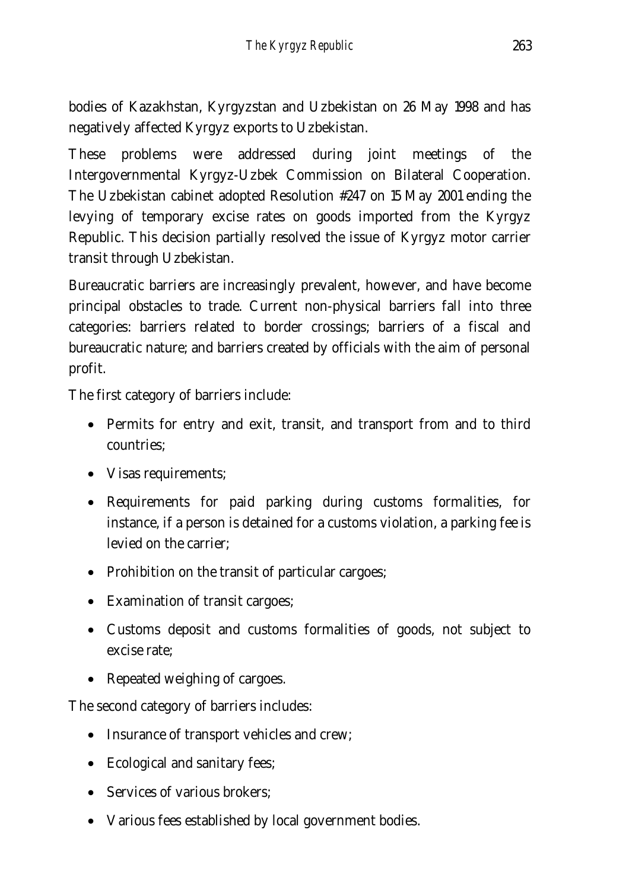bodies of Kazakhstan, Kyrgyzstan and Uzbekistan on 26 May 1998 and has negatively affected Kyrgyz exports to Uzbekistan.

These problems were addressed during joint meetings of the Intergovernmental Kyrgyz-Uzbek Commission on Bilateral Cooperation. The Uzbekistan cabinet adopted Resolution #247 on 15 May 2001 ending the levying of temporary excise rates on goods imported from the Kyrgyz Republic. This decision partially resolved the issue of Kyrgyz motor carrier transit through Uzbekistan.

Bureaucratic barriers are increasingly prevalent, however, and have become principal obstacles to trade. Current non-physical barriers fall into three categories: barriers related to border crossings; barriers of a fiscal and bureaucratic nature; and barriers created by officials with the aim of personal profit.

The first category of barriers include:

- Permits for entry and exit, transit, and transport from and to third countries;
- Visas requirements;
- Requirements for paid parking during customs formalities, for instance, if a person is detained for a customs violation, a parking fee is levied on the carrier;
- Prohibition on the transit of particular cargoes;
- Examination of transit cargoes;
- Customs deposit and customs formalities of goods, not subject to excise rate;
- Repeated weighing of cargoes.

The second category of barriers includes:

- Insurance of transport vehicles and crew;
- Ecological and sanitary fees;
- Services of various brokers;
- Various fees established by local government bodies.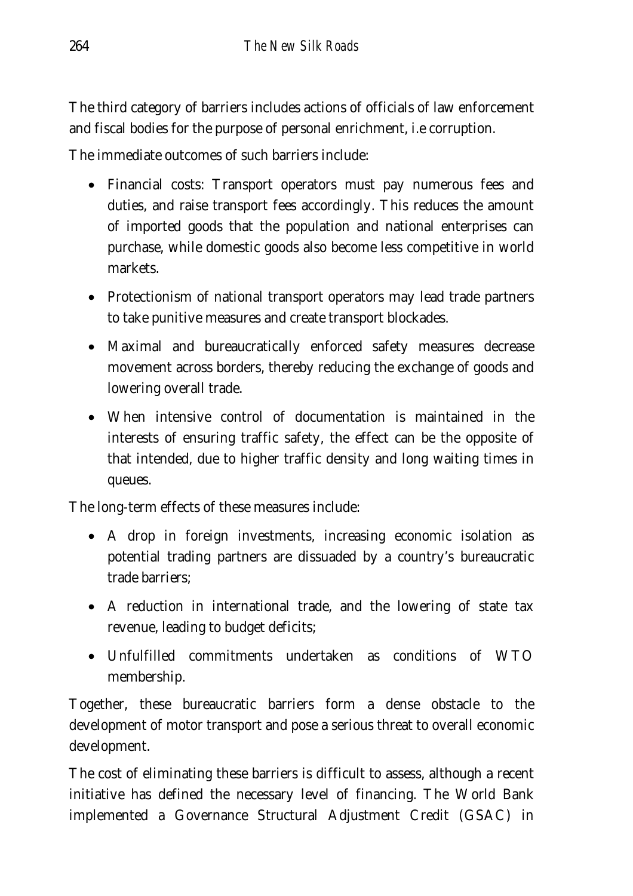The third category of barriers includes actions of officials of law enforcement and fiscal bodies for the purpose of personal enrichment, i.e corruption.

The immediate outcomes of such barriers include:

- Financial costs: Transport operators must pay numerous fees and duties, and raise transport fees accordingly. This reduces the amount of imported goods that the population and national enterprises can purchase, while domestic goods also become less competitive in world markets.
- Protectionism of national transport operators may lead trade partners to take punitive measures and create transport blockades.
- Maximal and bureaucratically enforced safety measures decrease movement across borders, thereby reducing the exchange of goods and lowering overall trade.
- When intensive control of documentation is maintained in the interests of ensuring traffic safety, the effect can be the opposite of that intended, due to higher traffic density and long waiting times in queues.

The long-term effects of these measures include:

- A drop in foreign investments, increasing economic isolation as potential trading partners are dissuaded by a country's bureaucratic trade barriers;
- A reduction in international trade, and the lowering of state tax revenue, leading to budget deficits;
- Unfulfilled commitments undertaken as conditions of WTO membership.

Together, these bureaucratic barriers form a dense obstacle to the development of motor transport and pose a serious threat to overall economic development.

The cost of eliminating these barriers is difficult to assess, although a recent initiative has defined the necessary level of financing. The World Bank implemented a Governance Structural Adjustment Credit (GSAC) in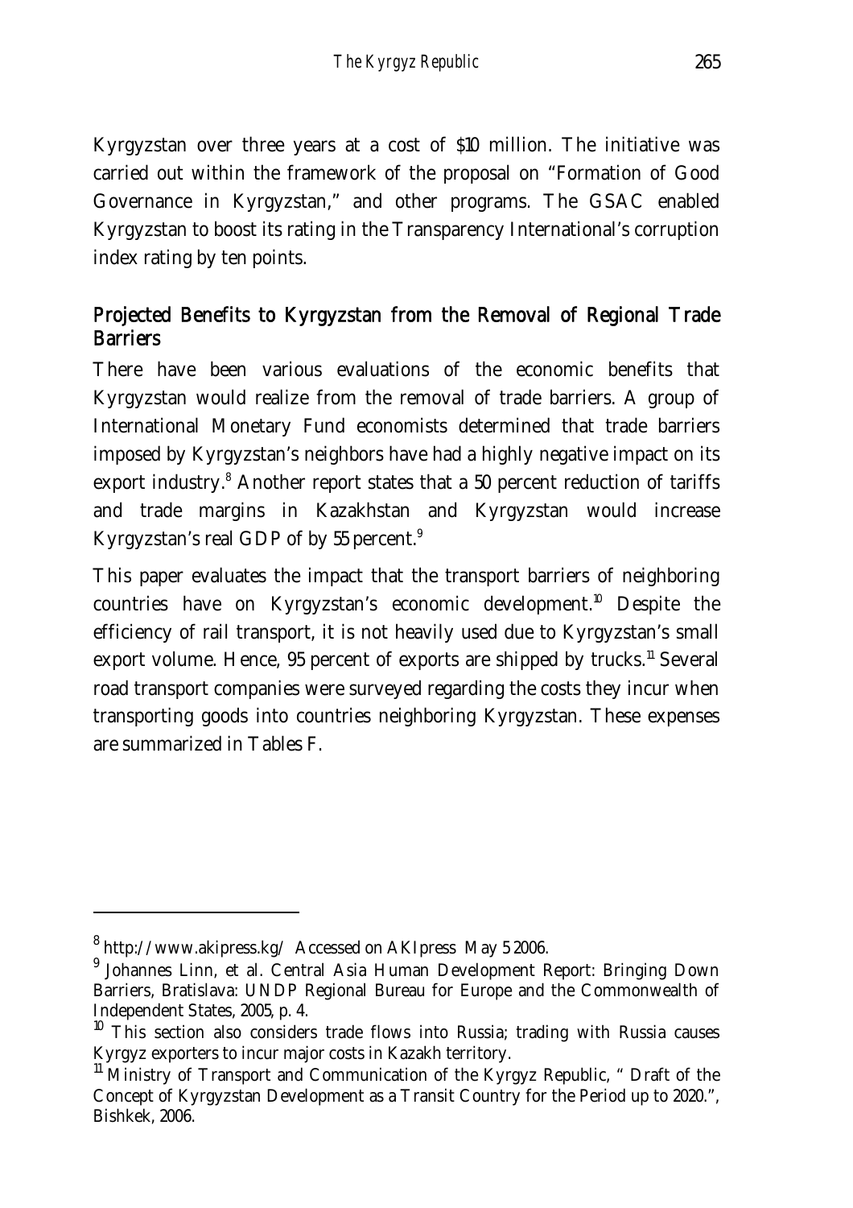Kyrgyzstan over three years at a cost of $10 million. The initiative was carried out within the framework of the proposal on "Formation of Good Governance in Kyrgyzstan," and other programs. The GSAC enabled Kyrgyzstan to boost its rating in the Transparency International's corruption index rating by ten points.

## Projected Benefits to Kyrgyzstan from the Removal of Regional Trade Barriers

There have been various evaluations of the economic benefits that Kyrgyzstan would realize from the removal of trade barriers. A group of International Monetary Fund economists determined that trade barriers imposed by Kyrgyzstan's neighbors have had a highly negative impact on its export industry.[8] Another report states that a 50 percent reduction of tariffs and trade margins in Kazakhstan and Kyrgyzstan would increase Kyrgyzstan's real GDP of by 55 percent.[9]

This paper evaluates the impact that the transport barriers of neighboring countries have on Kyrgyzstan's economic development.[10] Despite the efficiency of rail transport, it is not heavily used due to Kyrgyzstan's small export volume. Hence, 95 percent of exports are shipped by trucks.[11] Several road transport companies were surveyed regarding the costs they incur when transporting goods into countries neighboring Kyrgyzstan. These expenses are summarized in Tables F.

---

[8] http://www.akipress.kg/ Accessed on AKIpress May 5 2006.

[9] Johannes Linn, et al. Central Asia Human Development Report: Bringing Down Barriers, Bratislava: UNDP Regional Bureau for Europe and the Commonwealth of Independent States, 2005, p. 4.

[10] This section also considers trade flows into Russia; trading with Russia causes Kyrgyz exporters to incur major costs in Kazakh territory.

[11] Ministry of Transport and Communication of the Kyrgyz Republic, " Draft of the Concept of Kyrgyzstan Development as a Transit Country for the Period up to 2020.", Bishkek, 2006.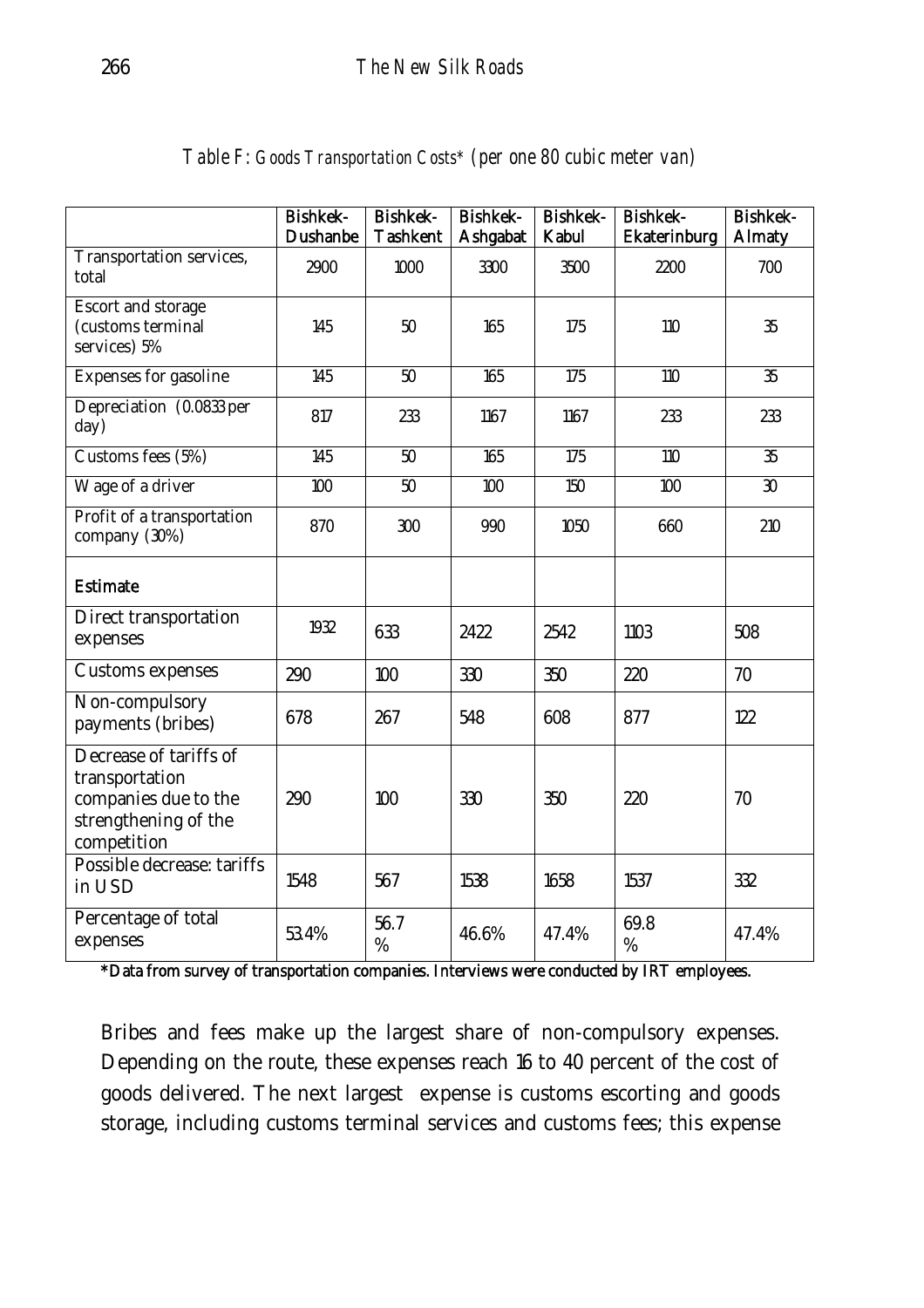*Table F: Goods Transportation Costs\* (per one 80 cubic meter van)*

| | Bishkek-Dushanbe | Bishkek-Tashkent | Bishkek-Ashgabat | Bishkek-Kabul | Bishkek-Ekaterinburg | Bishkek-Almaty |
|---|---|---|---|---|---|---|
| Transportation services, total | 2900 | 1000 | 3300 | 3500 | 2200 | 700 |
| Escort and storage (customs terminal services) 5% | 145 | 50 | 165 | 175 | 110 | 35 |
| Expenses for gasoline | 145 | 50 | 165 | 175 | 110 | 35 |
| Depreciation (0.0833 per day) | 817 | 233 | 1167 | 1167 | 233 | 233 |
| Customs fees (5%) | 145 | 50 | 165 | 175 | 110 | 35 |
| Wage of a driver | 100 | 50 | 100 | 150 | 100 | 30 |
| Profit of a transportation company (30%) | 870 | 300 | 990 | 1050 | 660 | 210 |
| **Estimate** | | | | | | |
| Direct transportation expenses | 1932 | 633 | 2422 | 2542 | 1103 | 508 |
| Customs expenses | 290 | 100 | 330 | 350 | 220 | 70 |
| Non-compulsory payments (bribes) | 678 | 267 | 548 | 608 | 877 | 122 |
| Decrease of tariffs of transportation companies due to the strengthening of the competition | 290 | 100 | 330 | 350 | 220 | 70 |
| Possible decrease: tariffs in USD | 1548 | 567 | 1538 | 1658 | 1537 | 332 |
| Percentage of total expenses | 53.4% | 56.7 % | 46.6% | 47.4% | 69.8 % | 47.4% |

**\*Data from survey of transportation companies. Interviews were conducted by IRT employees.**

Bribes and fees make up the largest share of non-compulsory expenses. Depending on the route, these expenses reach 16 to 40 percent of the cost of goods delivered. The next largest expense is customs escorting and goods storage, including customs terminal services and customs fees; this expense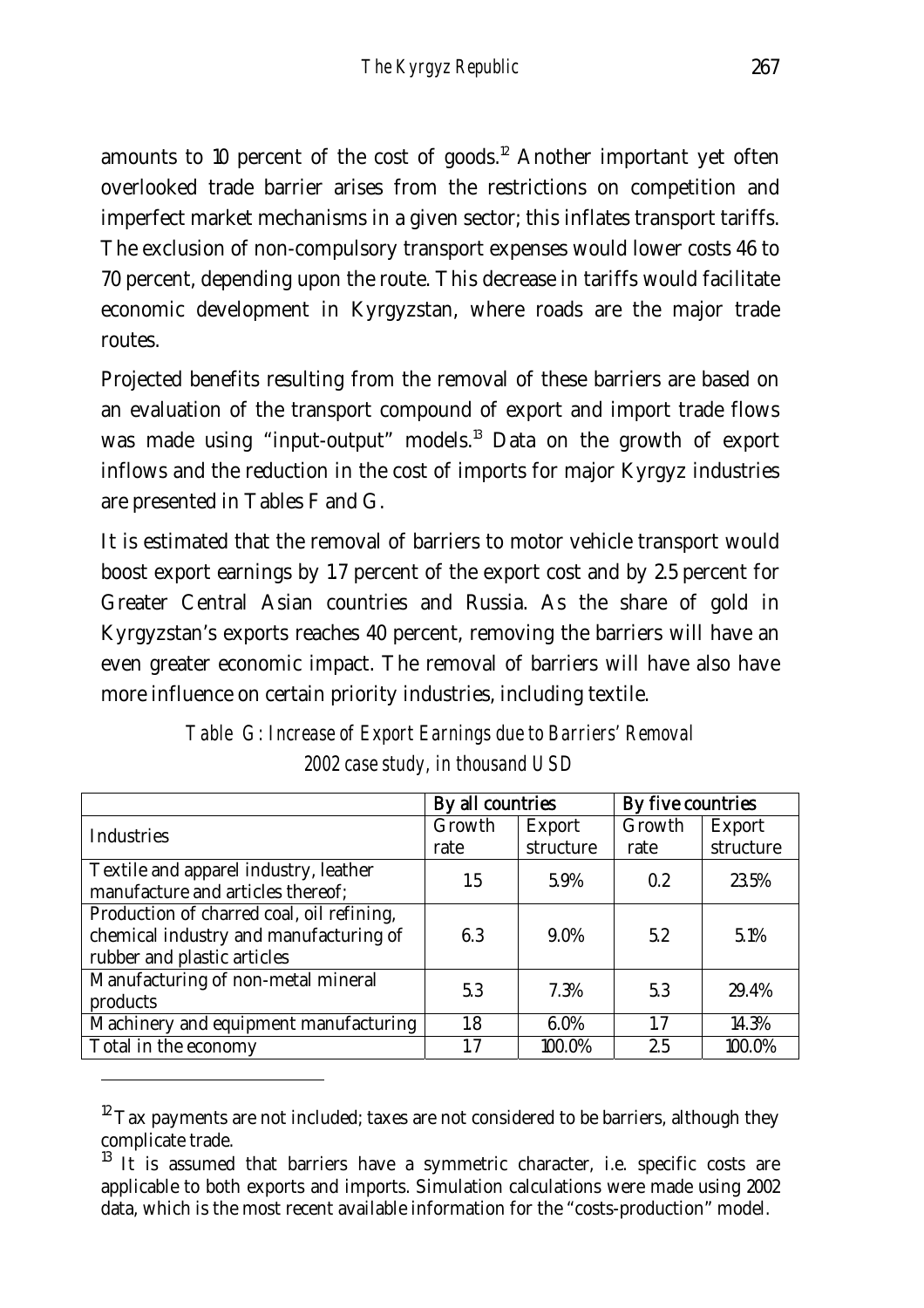amounts to 10 percent of the cost of goods.[12] Another important yet often overlooked trade barrier arises from the restrictions on competition and imperfect market mechanisms in a given sector; this inflates transport tariffs. The exclusion of non-compulsory transport expenses would lower costs 46 to 70 percent, depending upon the route. This decrease in tariffs would facilitate economic development in Kyrgyzstan, where roads are the major trade routes.

Projected benefits resulting from the removal of these barriers are based on an evaluation of the transport compound of export and import trade flows was made using "input-output" models.[13] Data on the growth of export inflows and the reduction in the cost of imports for major Kyrgyz industries are presented in Tables F and G.

It is estimated that the removal of barriers to motor vehicle transport would boost export earnings by 1.7 percent of the export cost and by 2.5 percent for Greater Central Asian countries and Russia. As the share of gold in Kyrgyzstan's exports reaches 40 percent, removing the barriers will have an even greater economic impact. The removal of barriers will have also have more influence on certain priority industries, including textile.

*Table G: Increase of Export Earnings due to Barriers' Removal*
*2002 case study, in thousand USD*

| | **By all countries** | | **By five countries** | |
|---|---|---|---|---|
| Industries | Growth rate | Export structure | Growth rate | Export structure |
| Textile and apparel industry, leather manufacture and articles thereof; | 1.5 | 5.9% | 0.2 | 23.5% |
| Production of charred coal, oil refining, chemical industry and manufacturing of rubber and plastic articles | 6.3 | 9.0% | 5.2 | 5.1% |
| Manufacturing of non-metal mineral products | 5.3 | 7.3% | 5.3 | 29.4% |
| Machinery and equipment manufacturing | 1.8 | 6.0% | 1.7 | 14.3% |
| Total in the economy | 1.7 | 100.0% | 2.5 | 100.0% |

---

[12] Tax payments are not included; taxes are not considered to be barriers, although they complicate trade.

[13] It is assumed that barriers have a symmetric character, i.e. specific costs are applicable to both exports and imports. Simulation calculations were made using 2002 data, which is the most recent available information for the "costs-production" model.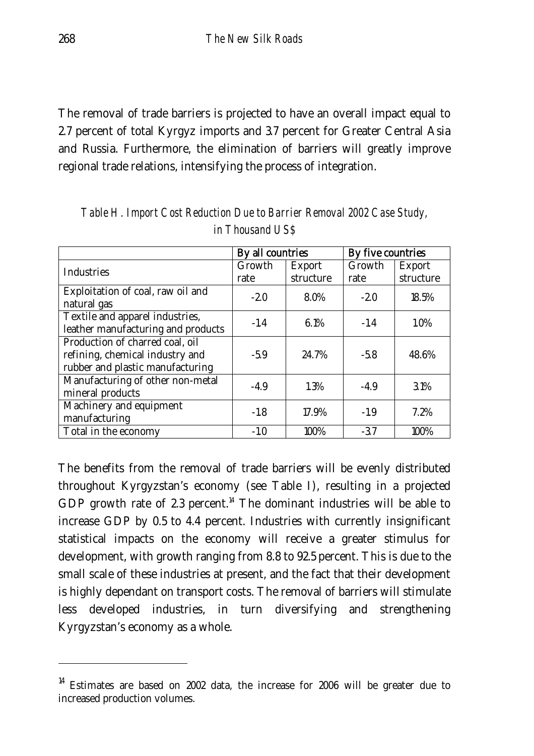The removal of trade barriers is projected to have an overall impact equal to 2.7 percent of total Kyrgyz imports and 3.7 percent for Greater Central Asia and Russia. Furthermore, the elimination of barriers will greatly improve regional trade relations, intensifying the process of integration.

*Table H. Import Cost Reduction Due to Barrier Removal 2002 Case Study, in Thousand US$*

| | By all countries | | By five countries | |
|---|---|---|---|---|
| Industries | Growth rate | Export structure | Growth rate | Export structure |
| Exploitation of coal, raw oil and natural gas | -2.0 | 8.0% | -2.0 | 18.5% |
| Textile and apparel industries, leather manufacturing and products | -1.4 | 6.1% | -1.4 | 1.0% |
| Production of charred coal, oil refining, chemical industry and rubber and plastic manufacturing | -5.9 | 24.7% | -5.8 | 48.6% |
| Manufacturing of other non-metal mineral products | -4.9 | 1.3% | -4.9 | 3.1% |
| Machinery and equipment manufacturing | -1.8 | 17.9% | -1.9 | 7.2% |
| Total in the economy | -1.0 | 100% | -3.7 | 100% |

The benefits from the removal of trade barriers will be evenly distributed throughout Kyrgyzstan's economy (see Table I), resulting in a projected GDP growth rate of 2.3 percent.[14] The dominant industries will be able to increase GDP by 0.5 to 4.4 percent. Industries with currently insignificant statistical impacts on the economy will receive a greater stimulus for development, with growth ranging from 8.8 to 92.5 percent. This is due to the small scale of these industries at present, and the fact that their development is highly dependant on transport costs. The removal of barriers will stimulate less developed industries, in turn diversifying and strengthening Kyrgyzstan's economy as a whole.

[14] Estimates are based on 2002 data, the increase for 2006 will be greater due to increased production volumes.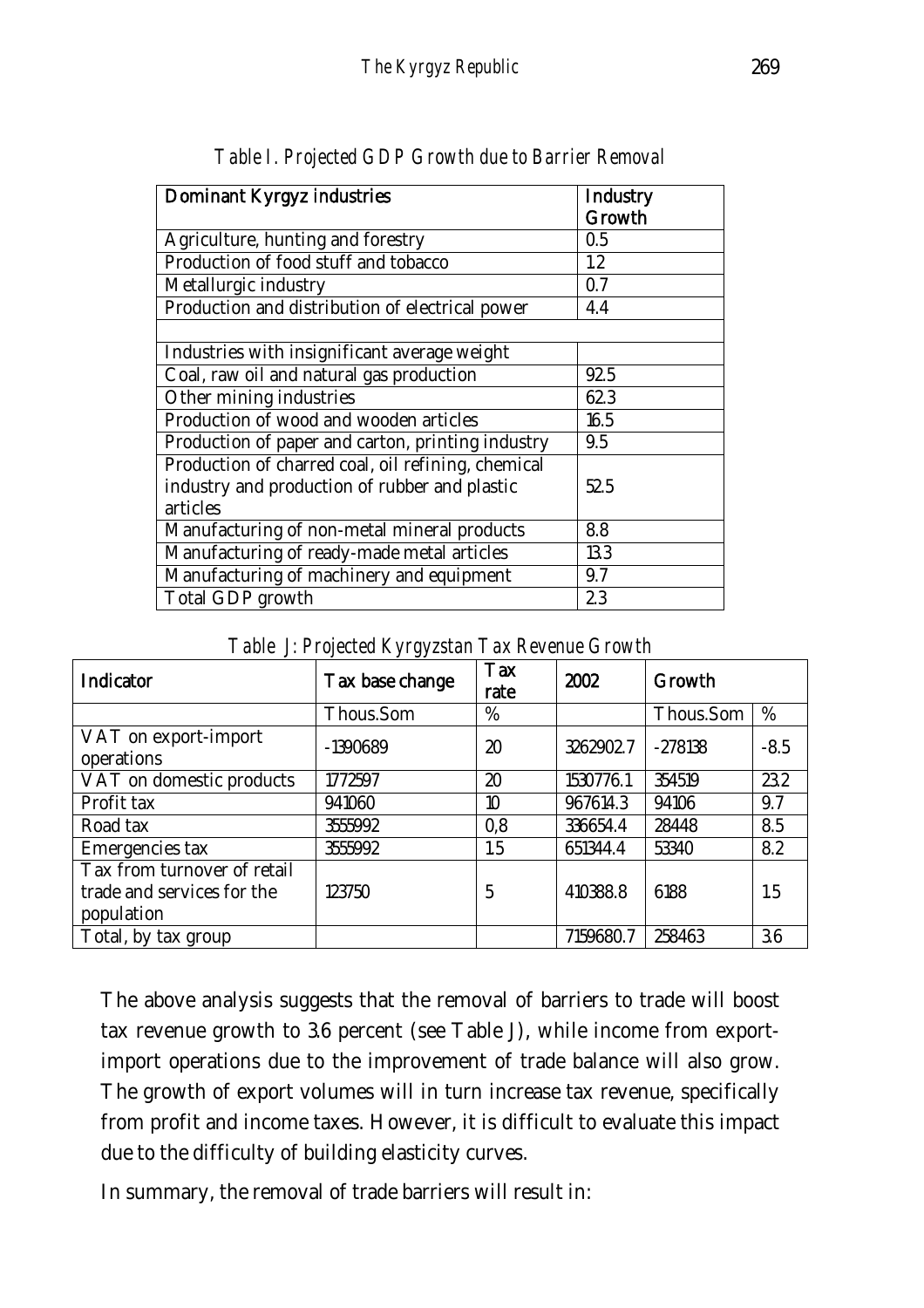*Table I. Projected GDP Growth due to Barrier Removal*

| Dominant Kyrgyz industries | Industry Growth |
|---|---|
| Agriculture, hunting and forestry | 0.5 |
| Production of food stuff and tobacco | 1.2 |
| Metallurgic industry | 0.7 |
| Production and distribution of electrical power | 4.4 |
| | |
| Industries with insignificant average weight | |
| Coal, raw oil and natural gas production | 92.5 |
| Other mining industries | 62.3 |
| Production of wood and wooden articles | 16.5 |
| Production of paper and carton, printing industry | 9.5 |
| Production of charred coal, oil refining, chemical industry and production of rubber and plastic articles | 52.5 |
| Manufacturing of non-metal mineral products | 8.8 |
| Manufacturing of ready-made metal articles | 13.3 |
| Manufacturing of machinery and equipment | 9.7 |
| Total GDP growth | 2.3 |

*Table J: Projected Kyrgyzstan Tax Revenue Growth*

| Indicator | Tax base change | Tax rate | 2002 | Growth | |
|---|---|---|---|---|---|
| | Thous.Som | % | | Thous.Som | % |
| VAT on export-import operations | -1390689 | 20 | 3262902.7 | -278138 | -8.5 |
| VAT on domestic products | 1772597 | 20 | 1530776.1 | 354519 | 23.2 |
| Profit tax | 941060 | 10 | 967614.3 | 94106 | 9.7 |
| Road tax | 3555992 | 0,8 | 336654.4 | 28448 | 8.5 |
| Emergencies tax | 3555992 | 1.5 | 651344.4 | 53340 | 8.2 |
| Tax from turnover of retail trade and services for the population | 123750 | 5 | 410388.8 | 6188 | 1.5 |
| Total, by tax group | | | 7159680.7 | 258463 | 3.6 |

The above analysis suggests that the removal of barriers to trade will boost tax revenue growth to 3.6 percent (see Table J), while income from export-import operations due to the improvement of trade balance will also grow. The growth of export volumes will in turn increase tax revenue, specifically from profit and income taxes. However, it is difficult to evaluate this impact due to the difficulty of building elasticity curves.

In summary, the removal of trade barriers will result in: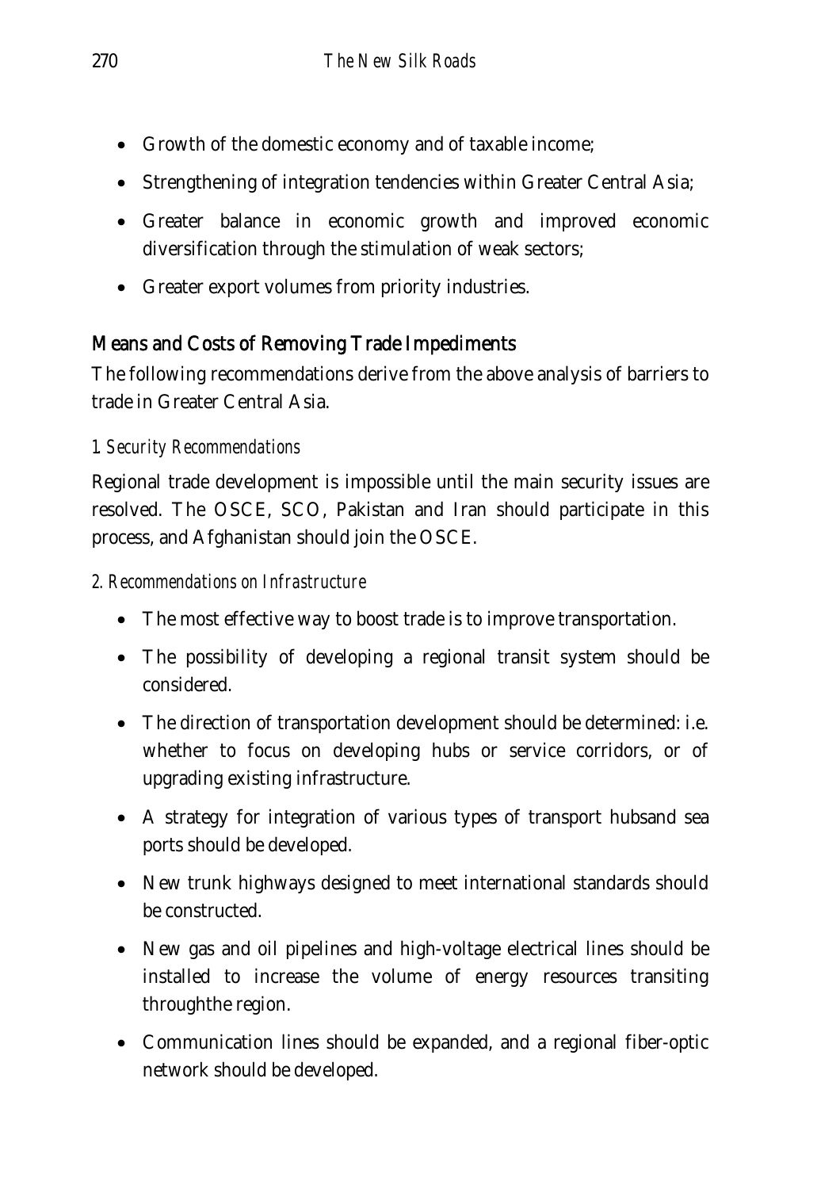- Growth of the domestic economy and of taxable income;
- Strengthening of integration tendencies within Greater Central Asia;
- Greater balance in economic growth and improved economic diversification through the stimulation of weak sectors;
- Greater export volumes from priority industries.

## Means and Costs of Removing Trade Impediments

The following recommendations derive from the above analysis of barriers to trade in Greater Central Asia.

### *1. Security Recommendations*

Regional trade development is impossible until the main security issues are resolved. The OSCE, SCO, Pakistan and Iran should participate in this process, and Afghanistan should join the OSCE.

### *2. Recommendations on Infrastructure*

- The most effective way to boost trade is to improve transportation.
- The possibility of developing a regional transit system should be considered.
- The direction of transportation development should be determined: i.e. whether to focus on developing hubs or service corridors, or of upgrading existing infrastructure.
- A strategy for integration of various types of transport hubsand sea ports should be developed.
- New trunk highways designed to meet international standards should be constructed.
- New gas and oil pipelines and high-voltage electrical lines should be installed to increase the volume of energy resources transiting throughthe region.
- Communication lines should be expanded, and a regional fiber-optic network should be developed.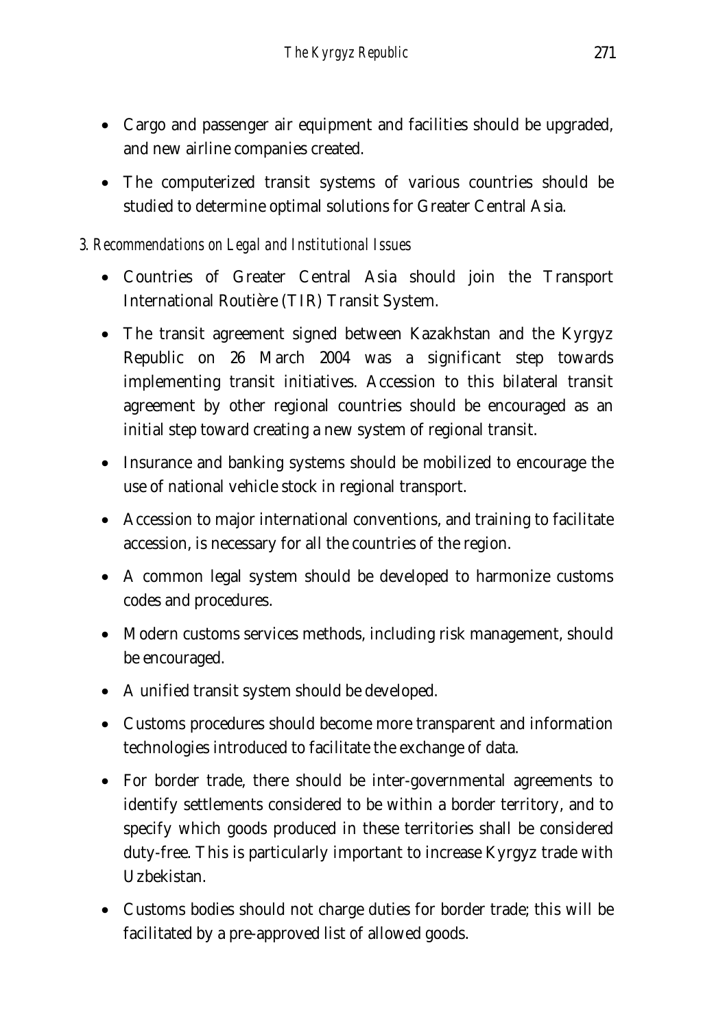- Cargo and passenger air equipment and facilities should be upgraded, and new airline companies created.
- The computerized transit systems of various countries should be studied to determine optimal solutions for Greater Central Asia.

### *3. Recommendations on Legal and Institutional Issues*

- Countries of Greater Central Asia should join the Transport International Routière (TIR) Transit System.
- The transit agreement signed between Kazakhstan and the Kyrgyz Republic on 26 March 2004 was a significant step towards implementing transit initiatives. Accession to this bilateral transit agreement by other regional countries should be encouraged as an initial step toward creating a new system of regional transit.
- Insurance and banking systems should be mobilized to encourage the use of national vehicle stock in regional transport.
- Accession to major international conventions, and training to facilitate accession, is necessary for all the countries of the region.
- A common legal system should be developed to harmonize customs codes and procedures.
- Modern customs services methods, including risk management, should be encouraged.
- A unified transit system should be developed.
- Customs procedures should become more transparent and information technologies introduced to facilitate the exchange of data.
- For border trade, there should be inter-governmental agreements to identify settlements considered to be within a border territory, and to specify which goods produced in these territories shall be considered duty-free. This is particularly important to increase Kyrgyz trade with Uzbekistan.
- Customs bodies should not charge duties for border trade; this will be facilitated by a pre-approved list of allowed goods.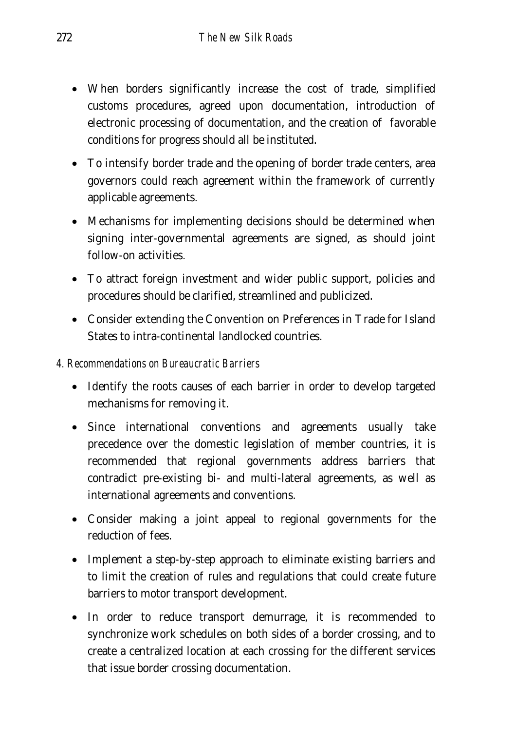- When borders significantly increase the cost of trade, simplified customs procedures, agreed upon documentation, introduction of electronic processing of documentation, and the creation of favorable conditions for progress should all be instituted.
- To intensify border trade and the opening of border trade centers, area governors could reach agreement within the framework of currently applicable agreements.
- Mechanisms for implementing decisions should be determined when signing inter-governmental agreements are signed, as should joint follow-on activities.
- To attract foreign investment and wider public support, policies and procedures should be clarified, streamlined and publicized.
- Consider extending the Convention on Preferences in Trade for Island States to intra-continental landlocked countries.

*4. Recommendations on Bureaucratic Barriers*

- Identify the roots causes of each barrier in order to develop targeted mechanisms for removing it.
- Since international conventions and agreements usually take precedence over the domestic legislation of member countries, it is recommended that regional governments address barriers that contradict pre-existing bi- and multi-lateral agreements, as well as international agreements and conventions.
- Consider making a joint appeal to regional governments for the reduction of fees.
- Implement a step-by-step approach to eliminate existing barriers and to limit the creation of rules and regulations that could create future barriers to motor transport development.
- In order to reduce transport demurrage, it is recommended to synchronize work schedules on both sides of a border crossing, and to create a centralized location at each crossing for the different services that issue border crossing documentation.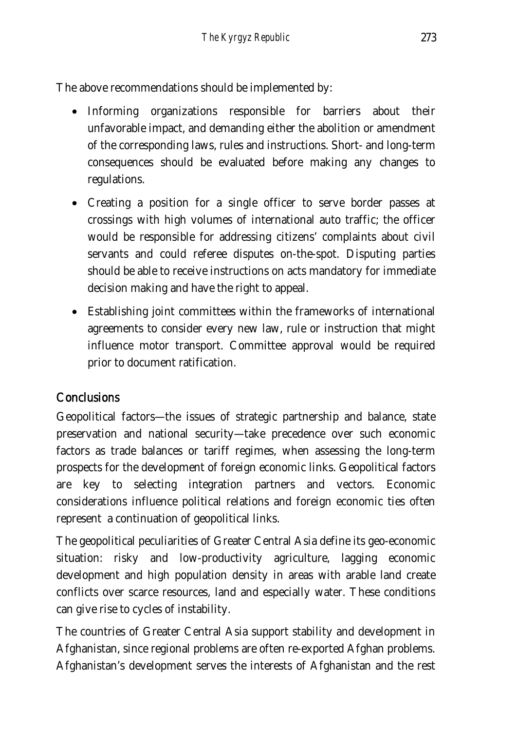The above recommendations should be implemented by:

- Informing organizations responsible for barriers about their unfavorable impact, and demanding either the abolition or amendment of the corresponding laws, rules and instructions. Short- and long-term consequences should be evaluated before making any changes to regulations.
- Creating a position for a single officer to serve border passes at crossings with high volumes of international auto traffic; the officer would be responsible for addressing citizens' complaints about civil servants and could referee disputes on-the-spot. Disputing parties should be able to receive instructions on acts mandatory for immediate decision making and have the right to appeal.
- Establishing joint committees within the frameworks of international agreements to consider every new law, rule or instruction that might influence motor transport. Committee approval would be required prior to document ratification.

## Conclusions

Geopolitical factors—the issues of strategic partnership and balance, state preservation and national security—take precedence over such economic factors as trade balances or tariff regimes, when assessing the long-term prospects for the development of foreign economic links. Geopolitical factors are key to selecting integration partners and vectors. Economic considerations influence political relations and foreign economic ties often represent a continuation of geopolitical links.

The geopolitical peculiarities of Greater Central Asia define its geo-economic situation: risky and low-productivity agriculture, lagging economic development and high population density in areas with arable land create conflicts over scarce resources, land and especially water. These conditions can give rise to cycles of instability.

The countries of Greater Central Asia support stability and development in Afghanistan, since regional problems are often re-exported Afghan problems. Afghanistan's development serves the interests of Afghanistan and the rest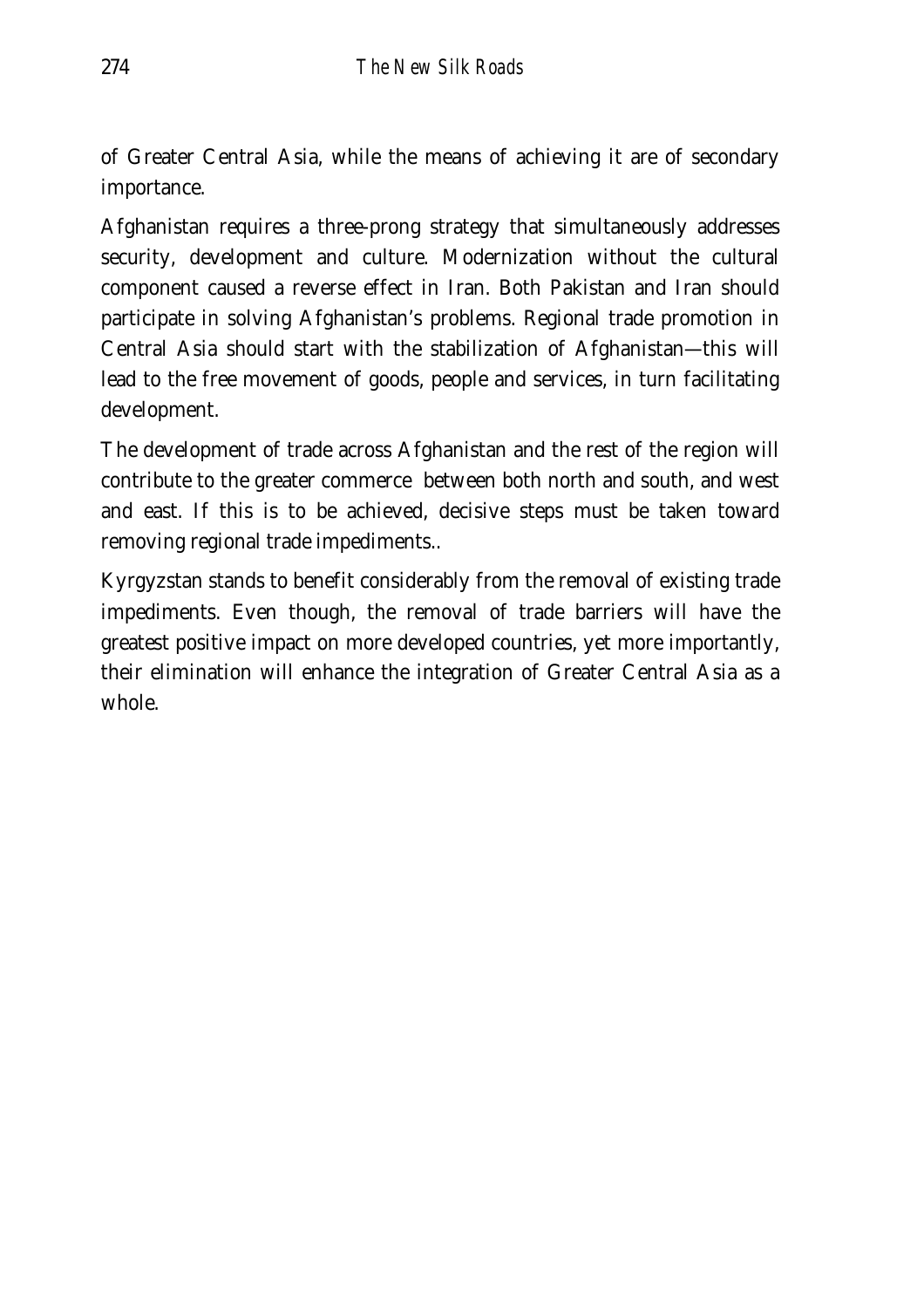of Greater Central Asia, while the means of achieving it are of secondary importance.

Afghanistan requires a three-prong strategy that simultaneously addresses security, development and culture. Modernization without the cultural component caused a reverse effect in Iran. Both Pakistan and Iran should participate in solving Afghanistan's problems. Regional trade promotion in Central Asia should start with the stabilization of Afghanistan—this will lead to the free movement of goods, people and services, in turn facilitating development.

The development of trade across Afghanistan and the rest of the region will contribute to the greater commerce between both north and south, and west and east. If this is to be achieved, decisive steps must be taken toward removing regional trade impediments..

Kyrgyzstan stands to benefit considerably from the removal of existing trade impediments. Even though, the removal of trade barriers will have the greatest positive impact on more developed countries, yet more importantly, their elimination will enhance the integration of Greater Central Asia as a whole.